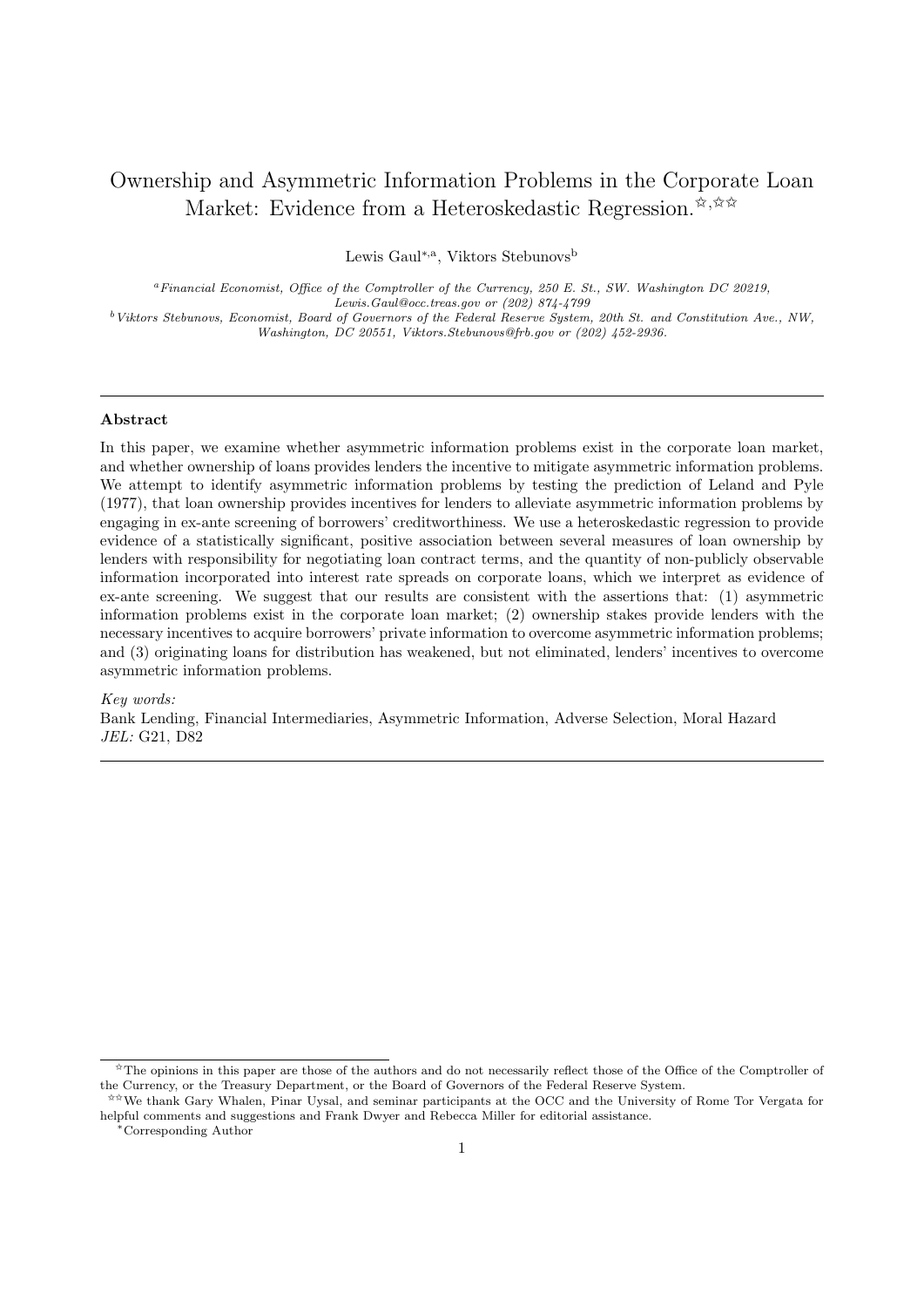# Ownership and Asymmetric Information Problems in the Corporate Loan Market: Evidence from a Heteroskedastic Regression.[☆,☆☆]

Lewis Gaul[*,a], Viktors Stebunovs[b]

[a] *Financial Economist, Office of the Comptroller of the Currency, 250 E. St., SW. Washington DC 20219, Lewis.Gaul@occ.treas.gov or (202) 874-4799*

[b] *Viktors Stebunovs, Economist, Board of Governors of the Federal Reserve System, 20th St. and Constitution Ave., NW, Washington, DC 20551, Viktors.Stebunovs@frb.gov or (202) 452-2936.*

---

**Abstract**

In this paper, we examine whether asymmetric information problems exist in the corporate loan market, and whether ownership of loans provides lenders the incentive to mitigate asymmetric information problems. We attempt to identify asymmetric information problems by testing the prediction of Leland and Pyle (1977), that loan ownership provides incentives for lenders to alleviate asymmetric information problems by engaging in ex-ante screening of borrowers' creditworthiness. We use a heteroskedastic regression to provide evidence of a statistically significant, positive association between several measures of loan ownership by lenders with responsibility for negotiating loan contract terms, and the quantity of non-publicly observable information incorporated into interest rate spreads on corporate loans, which we interpret as evidence of ex-ante screening. We suggest that our results are consistent with the assertions that: (1) asymmetric information problems exist in the corporate loan market; (2) ownership stakes provide lenders with the necessary incentives to acquire borrowers' private information to overcome asymmetric information problems; and (3) originating loans for distribution has weakened, but not eliminated, lenders' incentives to overcome asymmetric information problems.

*Key words:*
Bank Lending, Financial Intermediaries, Asymmetric Information, Adverse Selection, Moral Hazard
*JEL:* G21, D82

---

[☆] The opinions in this paper are those of the authors and do not necessarily reflect those of the Office of the Comptroller of the Currency, or the Treasury Department, or the Board of Governors of the Federal Reserve System.

[☆☆] We thank Gary Whalen, Pinar Uysal, and seminar participants at the OCC and the University of Rome Tor Vergata for helpful comments and suggestions and Frank Dwyer and Rebecca Miller for editorial assistance.

[*] Corresponding Author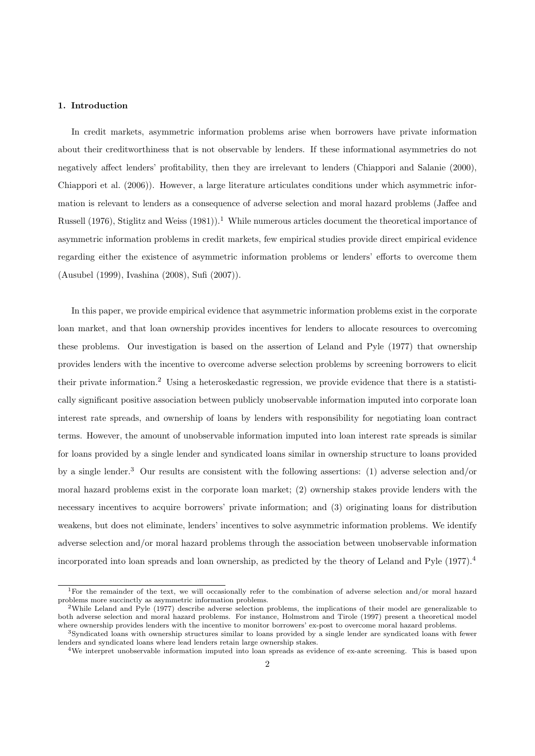## 1. Introduction

In credit markets, asymmetric information problems arise when borrowers have private information about their creditworthiness that is not observable by lenders. If these informational asymmetries do not negatively affect lenders' profitability, then they are irrelevant to lenders (Chiappori and Salanie (2000), Chiappori et al. (2006)). However, a large literature articulates conditions under which asymmetric information is relevant to lenders as a consequence of adverse selection and moral hazard problems (Jaffee and Russell (1976), Stiglitz and Weiss (1981)).[1] While numerous articles document the theoretical importance of asymmetric information problems in credit markets, few empirical studies provide direct empirical evidence regarding either the existence of asymmetric information problems or lenders' efforts to overcome them (Ausubel (1999), Ivashina (2008), Sufi (2007)).

In this paper, we provide empirical evidence that asymmetric information problems exist in the corporate loan market, and that loan ownership provides incentives for lenders to allocate resources to overcoming these problems. Our investigation is based on the assertion of Leland and Pyle (1977) that ownership provides lenders with the incentive to overcome adverse selection problems by screening borrowers to elicit their private information.[2] Using a heteroskedastic regression, we provide evidence that there is a statistically significant positive association between publicly unobservable information imputed into corporate loan interest rate spreads, and ownership of loans by lenders with responsibility for negotiating loan contract terms. However, the amount of unobservable information imputed into loan interest rate spreads is similar for loans provided by a single lender and syndicated loans similar in ownership structure to loans provided by a single lender.[3] Our results are consistent with the following assertions: (1) adverse selection and/or moral hazard problems exist in the corporate loan market; (2) ownership stakes provide lenders with the necessary incentives to acquire borrowers' private information; and (3) originating loans for distribution weakens, but does not eliminate, lenders' incentives to solve asymmetric information problems. We identify adverse selection and/or moral hazard problems through the association between unobservable information incorporated into loan spreads and loan ownership, as predicted by the theory of Leland and Pyle (1977).[4]

---

[1] For the remainder of the text, we will occasionally refer to the combination of adverse selection and/or moral hazard problems more succinctly as asymmetric information problems.

[2] While Leland and Pyle (1977) describe adverse selection problems, the implications of their model are generalizable to both adverse selection and moral hazard problems. For instance, Holmstrom and Tirole (1997) present a theoretical model where ownership provides lenders with the incentive to monitor borrowers' ex-post to overcome moral hazard problems.

[3] Syndicated loans with ownership structures similar to loans provided by a single lender are syndicated loans with fewer lenders and syndicated loans where lead lenders retain large ownership stakes.

[4] We interpret unobservable information imputed into loan spreads as evidence of ex-ante screening. This is based upon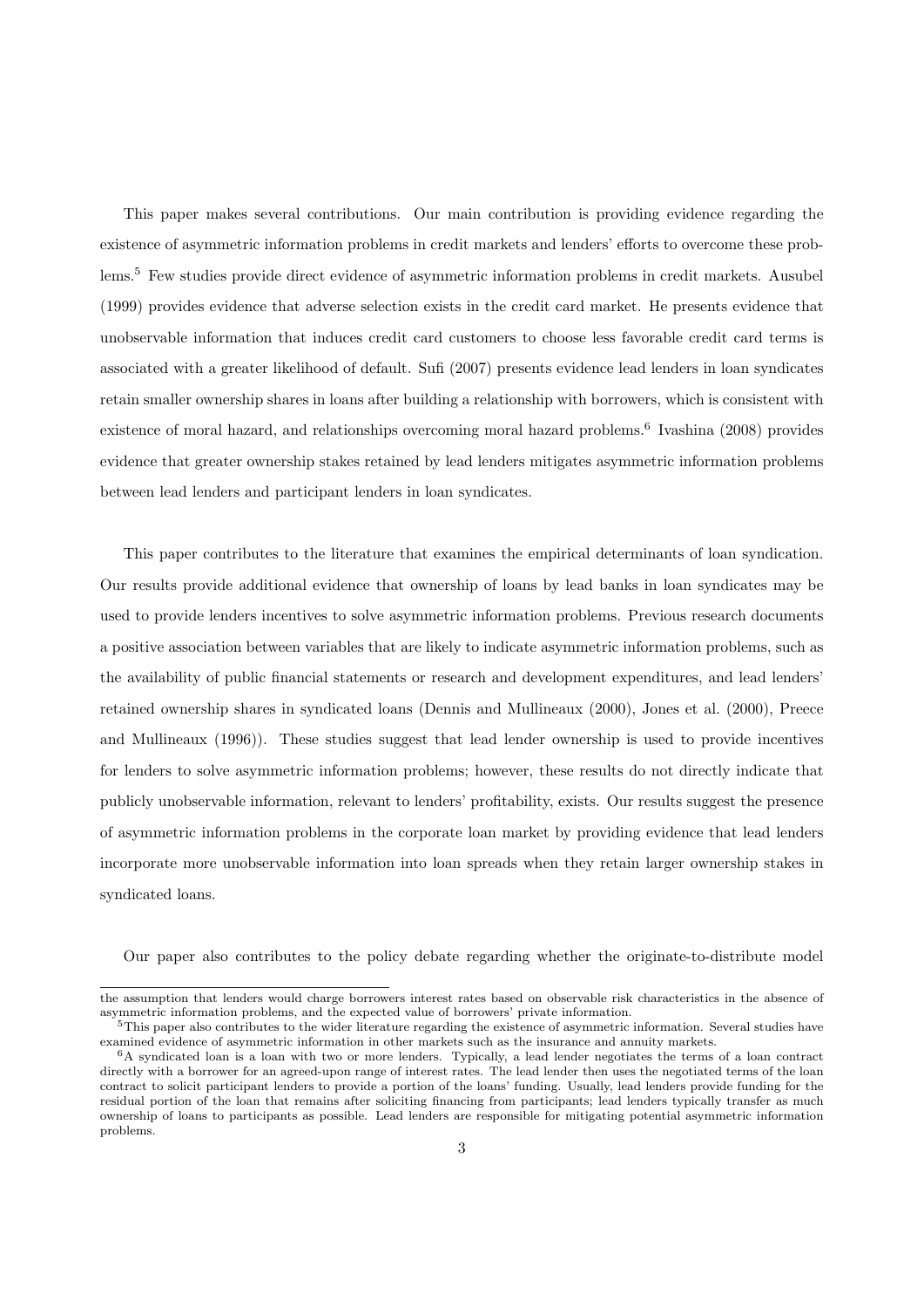This paper makes several contributions. Our main contribution is providing evidence regarding the existence of asymmetric information problems in credit markets and lenders' efforts to overcome these problems.[5] Few studies provide direct evidence of asymmetric information problems in credit markets. Ausubel (1999) provides evidence that adverse selection exists in the credit card market. He presents evidence that unobservable information that induces credit card customers to choose less favorable credit card terms is associated with a greater likelihood of default. Sufi (2007) presents evidence lead lenders in loan syndicates retain smaller ownership shares in loans after building a relationship with borrowers, which is consistent with existence of moral hazard, and relationships overcoming moral hazard problems.[6] Ivashina (2008) provides evidence that greater ownership stakes retained by lead lenders mitigates asymmetric information problems between lead lenders and participant lenders in loan syndicates.

This paper contributes to the literature that examines the empirical determinants of loan syndication. Our results provide additional evidence that ownership of loans by lead banks in loan syndicates may be used to provide lenders incentives to solve asymmetric information problems. Previous research documents a positive association between variables that are likely to indicate asymmetric information problems, such as the availability of public financial statements or research and development expenditures, and lead lenders' retained ownership shares in syndicated loans (Dennis and Mullineaux (2000), Jones et al. (2000), Preece and Mullineaux (1996)). These studies suggest that lead lender ownership is used to provide incentives for lenders to solve asymmetric information problems; however, these results do not directly indicate that publicly unobservable information, relevant to lenders' profitability, exists. Our results suggest the presence of asymmetric information problems in the corporate loan market by providing evidence that lead lenders incorporate more unobservable information into loan spreads when they retain larger ownership stakes in syndicated loans.

Our paper also contributes to the policy debate regarding whether the originate-to-distribute model

---

the assumption that lenders would charge borrowers interest rates based on observable risk characteristics in the absence of asymmetric information problems, and the expected value of borrowers' private information.

[5] This paper also contributes to the wider literature regarding the existence of asymmetric information. Several studies have examined evidence of asymmetric information in other markets such as the insurance and annuity markets.

[6] A syndicated loan is a loan with two or more lenders. Typically, a lead lender negotiates the terms of a loan contract directly with a borrower for an agreed-upon range of interest rates. The lead lender then uses the negotiated terms of the loan contract to solicit participant lenders to provide a portion of the loans' funding. Usually, lead lenders provide funding for the residual portion of the loan that remains after soliciting financing from participants; lead lenders typically transfer as much ownership of loans to participants as possible. Lead lenders are responsible for mitigating potential asymmetric information problems.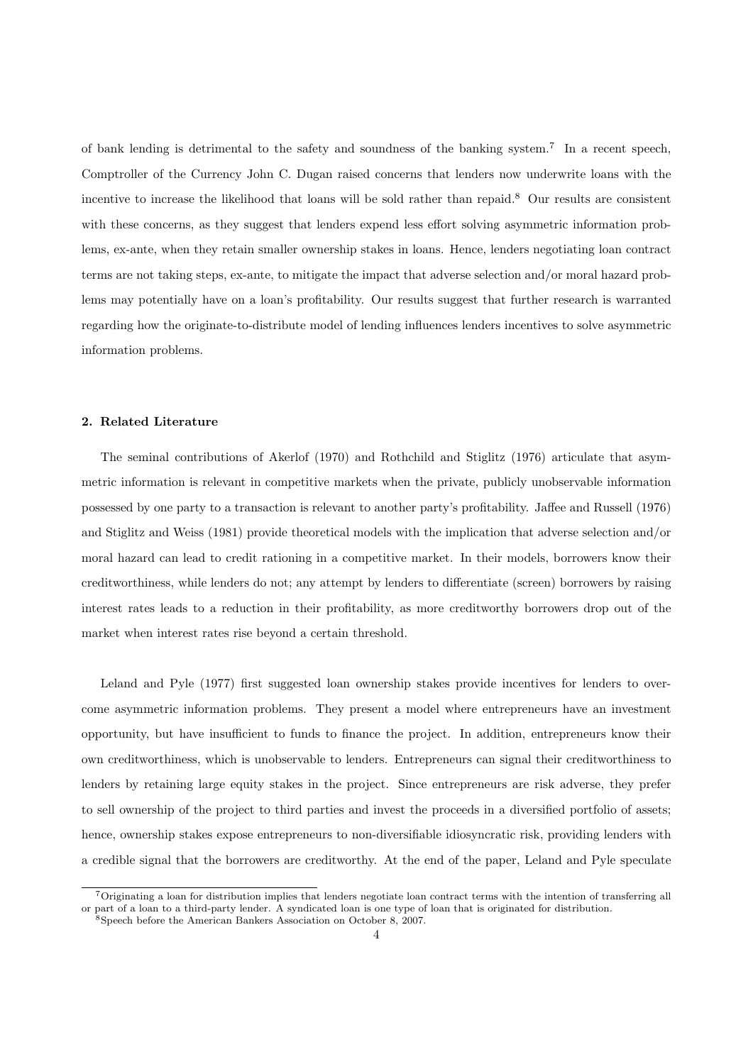of bank lending is detrimental to the safety and soundness of the banking system.[7] In a recent speech, Comptroller of the Currency John C. Dugan raised concerns that lenders now underwrite loans with the incentive to increase the likelihood that loans will be sold rather than repaid.[8] Our results are consistent with these concerns, as they suggest that lenders expend less effort solving asymmetric information problems, ex-ante, when they retain smaller ownership stakes in loans. Hence, lenders negotiating loan contract terms are not taking steps, ex-ante, to mitigate the impact that adverse selection and/or moral hazard problems may potentially have on a loan's profitability. Our results suggest that further research is warranted regarding how the originate-to-distribute model of lending influences lenders incentives to solve asymmetric information problems.

## 2. Related Literature

The seminal contributions of Akerlof (1970) and Rothchild and Stiglitz (1976) articulate that asymmetric information is relevant in competitive markets when the private, publicly unobservable information possessed by one party to a transaction is relevant to another party's profitability. Jaffee and Russell (1976) and Stiglitz and Weiss (1981) provide theoretical models with the implication that adverse selection and/or moral hazard can lead to credit rationing in a competitive market. In their models, borrowers know their creditworthiness, while lenders do not; any attempt by lenders to differentiate (screen) borrowers by raising interest rates leads to a reduction in their profitability, as more creditworthy borrowers drop out of the market when interest rates rise beyond a certain threshold.

Leland and Pyle (1977) first suggested loan ownership stakes provide incentives for lenders to overcome asymmetric information problems. They present a model where entrepreneurs have an investment opportunity, but have insufficient to funds to finance the project. In addition, entrepreneurs know their own creditworthiness, which is unobservable to lenders. Entrepreneurs can signal their creditworthiness to lenders by retaining large equity stakes in the project. Since entrepreneurs are risk adverse, they prefer to sell ownership of the project to third parties and invest the proceeds in a diversified portfolio of assets; hence, ownership stakes expose entrepreneurs to non-diversifiable idiosyncratic risk, providing lenders with a credible signal that the borrowers are creditworthy. At the end of the paper, Leland and Pyle speculate

[7] Originating a loan for distribution implies that lenders negotiate loan contract terms with the intention of transferring all or part of a loan to a third-party lender. A syndicated loan is one type of loan that is originated for distribution.

[8] Speech before the American Bankers Association on October 8, 2007.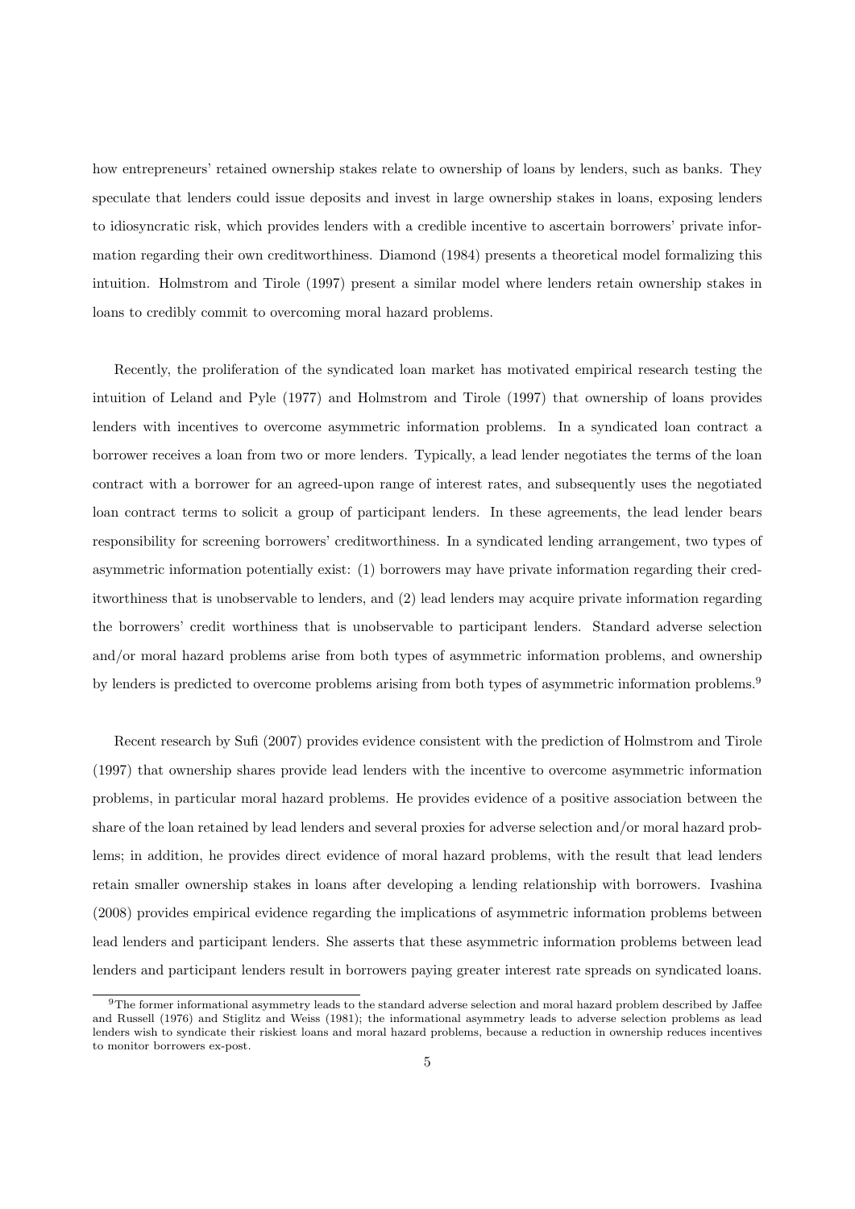how entrepreneurs' retained ownership stakes relate to ownership of loans by lenders, such as banks. They speculate that lenders could issue deposits and invest in large ownership stakes in loans, exposing lenders to idiosyncratic risk, which provides lenders with a credible incentive to ascertain borrowers' private information regarding their own creditworthiness. Diamond (1984) presents a theoretical model formalizing this intuition. Holmstrom and Tirole (1997) present a similar model where lenders retain ownership stakes in loans to credibly commit to overcoming moral hazard problems.

Recently, the proliferation of the syndicated loan market has motivated empirical research testing the intuition of Leland and Pyle (1977) and Holmstrom and Tirole (1997) that ownership of loans provides lenders with incentives to overcome asymmetric information problems. In a syndicated loan contract a borrower receives a loan from two or more lenders. Typically, a lead lender negotiates the terms of the loan contract with a borrower for an agreed-upon range of interest rates, and subsequently uses the negotiated loan contract terms to solicit a group of participant lenders. In these agreements, the lead lender bears responsibility for screening borrowers' creditworthiness. In a syndicated lending arrangement, two types of asymmetric information potentially exist: (1) borrowers may have private information regarding their creditworthiness that is unobservable to lenders, and (2) lead lenders may acquire private information regarding the borrowers' credit worthiness that is unobservable to participant lenders. Standard adverse selection and/or moral hazard problems arise from both types of asymmetric information problems, and ownership by lenders is predicted to overcome problems arising from both types of asymmetric information problems.[9]

Recent research by Sufi (2007) provides evidence consistent with the prediction of Holmstrom and Tirole (1997) that ownership shares provide lead lenders with the incentive to overcome asymmetric information problems, in particular moral hazard problems. He provides evidence of a positive association between the share of the loan retained by lead lenders and several proxies for adverse selection and/or moral hazard problems; in addition, he provides direct evidence of moral hazard problems, with the result that lead lenders retain smaller ownership stakes in loans after developing a lending relationship with borrowers. Ivashina (2008) provides empirical evidence regarding the implications of asymmetric information problems between lead lenders and participant lenders. She asserts that these asymmetric information problems between lead lenders and participant lenders result in borrowers paying greater interest rate spreads on syndicated loans.

[9] The former informational asymmetry leads to the standard adverse selection and moral hazard problem described by Jaffee and Russell (1976) and Stiglitz and Weiss (1981); the informational asymmetry leads to adverse selection problems as lead lenders wish to syndicate their riskiest loans and moral hazard problems, because a reduction in ownership reduces incentives to monitor borrowers ex-post.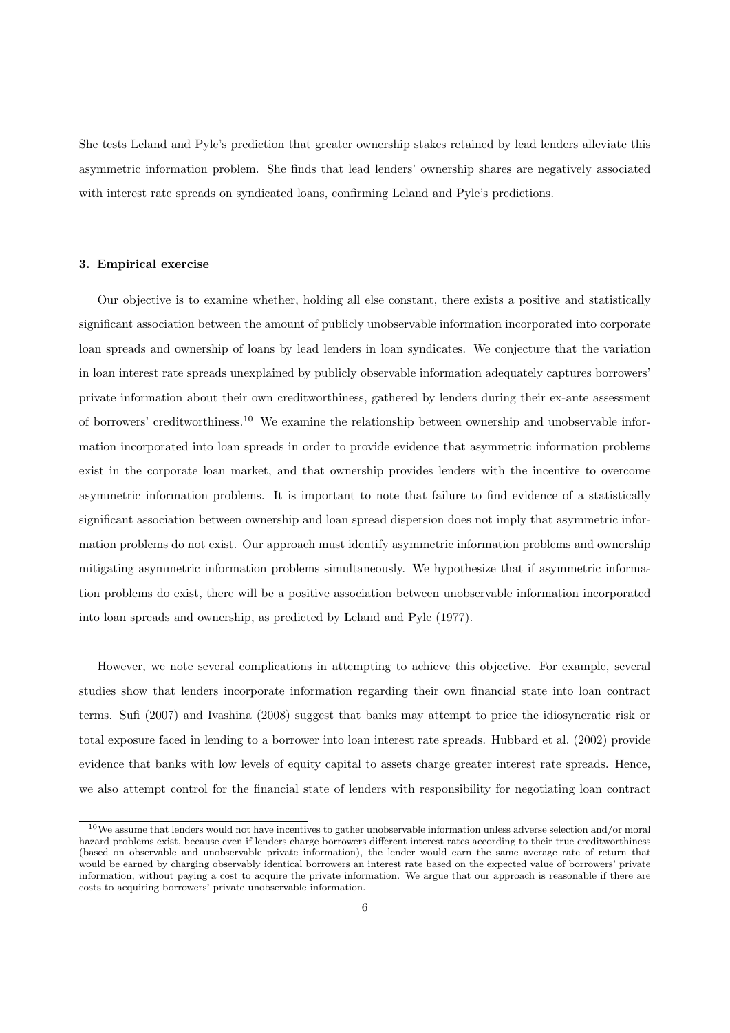She tests Leland and Pyle's prediction that greater ownership stakes retained by lead lenders alleviate this asymmetric information problem. She finds that lead lenders' ownership shares are negatively associated with interest rate spreads on syndicated loans, confirming Leland and Pyle's predictions.

### 3. Empirical exercise

Our objective is to examine whether, holding all else constant, there exists a positive and statistically significant association between the amount of publicly unobservable information incorporated into corporate loan spreads and ownership of loans by lead lenders in loan syndicates. We conjecture that the variation in loan interest rate spreads unexplained by publicly observable information adequately captures borrowers' private information about their own creditworthiness, gathered by lenders during their ex-ante assessment of borrowers' creditworthiness.[10] We examine the relationship between ownership and unobservable information incorporated into loan spreads in order to provide evidence that asymmetric information problems exist in the corporate loan market, and that ownership provides lenders with the incentive to overcome asymmetric information problems. It is important to note that failure to find evidence of a statistically significant association between ownership and loan spread dispersion does not imply that asymmetric information problems do not exist. Our approach must identify asymmetric information problems and ownership mitigating asymmetric information problems simultaneously. We hypothesize that if asymmetric information problems do exist, there will be a positive association between unobservable information incorporated into loan spreads and ownership, as predicted by Leland and Pyle (1977).

However, we note several complications in attempting to achieve this objective. For example, several studies show that lenders incorporate information regarding their own financial state into loan contract terms. Sufi (2007) and Ivashina (2008) suggest that banks may attempt to price the idiosyncratic risk or total exposure faced in lending to a borrower into loan interest rate spreads. Hubbard et al. (2002) provide evidence that banks with low levels of equity capital to assets charge greater interest rate spreads. Hence, we also attempt control for the financial state of lenders with responsibility for negotiating loan contract

[10] We assume that lenders would not have incentives to gather unobservable information unless adverse selection and/or moral hazard problems exist, because even if lenders charge borrowers different interest rates according to their true creditworthiness (based on observable and unobservable private information), the lender would earn the same average rate of return that would be earned by charging observably identical borrowers an interest rate based on the expected value of borrowers' private information, without paying a cost to acquire the private information. We argue that our approach is reasonable if there are costs to acquiring borrowers' private unobservable information.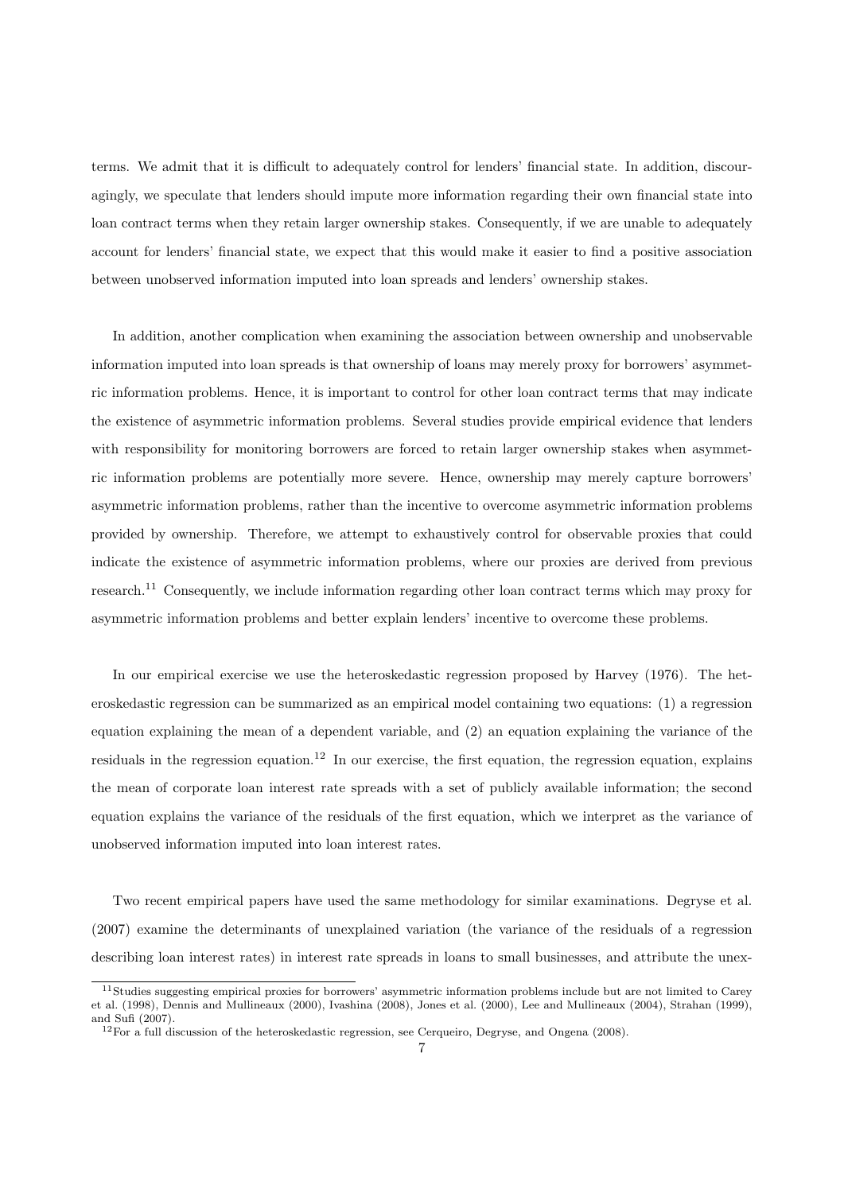terms. We admit that it is difficult to adequately control for lenders' financial state. In addition, discouragingly, we speculate that lenders should impute more information regarding their own financial state into loan contract terms when they retain larger ownership stakes. Consequently, if we are unable to adequately account for lenders' financial state, we expect that this would make it easier to find a positive association between unobserved information imputed into loan spreads and lenders' ownership stakes.

In addition, another complication when examining the association between ownership and unobservable information imputed into loan spreads is that ownership of loans may merely proxy for borrowers' asymmetric information problems. Hence, it is important to control for other loan contract terms that may indicate the existence of asymmetric information problems. Several studies provide empirical evidence that lenders with responsibility for monitoring borrowers are forced to retain larger ownership stakes when asymmetric information problems are potentially more severe. Hence, ownership may merely capture borrowers' asymmetric information problems, rather than the incentive to overcome asymmetric information problems provided by ownership. Therefore, we attempt to exhaustively control for observable proxies that could indicate the existence of asymmetric information problems, where our proxies are derived from previous research.[11] Consequently, we include information regarding other loan contract terms which may proxy for asymmetric information problems and better explain lenders' incentive to overcome these problems.

In our empirical exercise we use the heteroskedastic regression proposed by Harvey (1976). The heteroskedastic regression can be summarized as an empirical model containing two equations: (1) a regression equation explaining the mean of a dependent variable, and (2) an equation explaining the variance of the residuals in the regression equation.[12] In our exercise, the first equation, the regression equation, explains the mean of corporate loan interest rate spreads with a set of publicly available information; the second equation explains the variance of the residuals of the first equation, which we interpret as the variance of unobserved information imputed into loan interest rates.

Two recent empirical papers have used the same methodology for similar examinations. Degryse et al. (2007) examine the determinants of unexplained variation (the variance of the residuals of a regression describing loan interest rates) in interest rate spreads in loans to small businesses, and attribute the unex-

[11] Studies suggesting empirical proxies for borrowers' asymmetric information problems include but are not limited to Carey et al. (1998), Dennis and Mullineaux (2000), Ivashina (2008), Jones et al. (2000), Lee and Mullineaux (2004), Strahan (1999), and Sufi (2007).

[12] For a full discussion of the heteroskedastic regression, see Cerqueiro, Degryse, and Ongena (2008).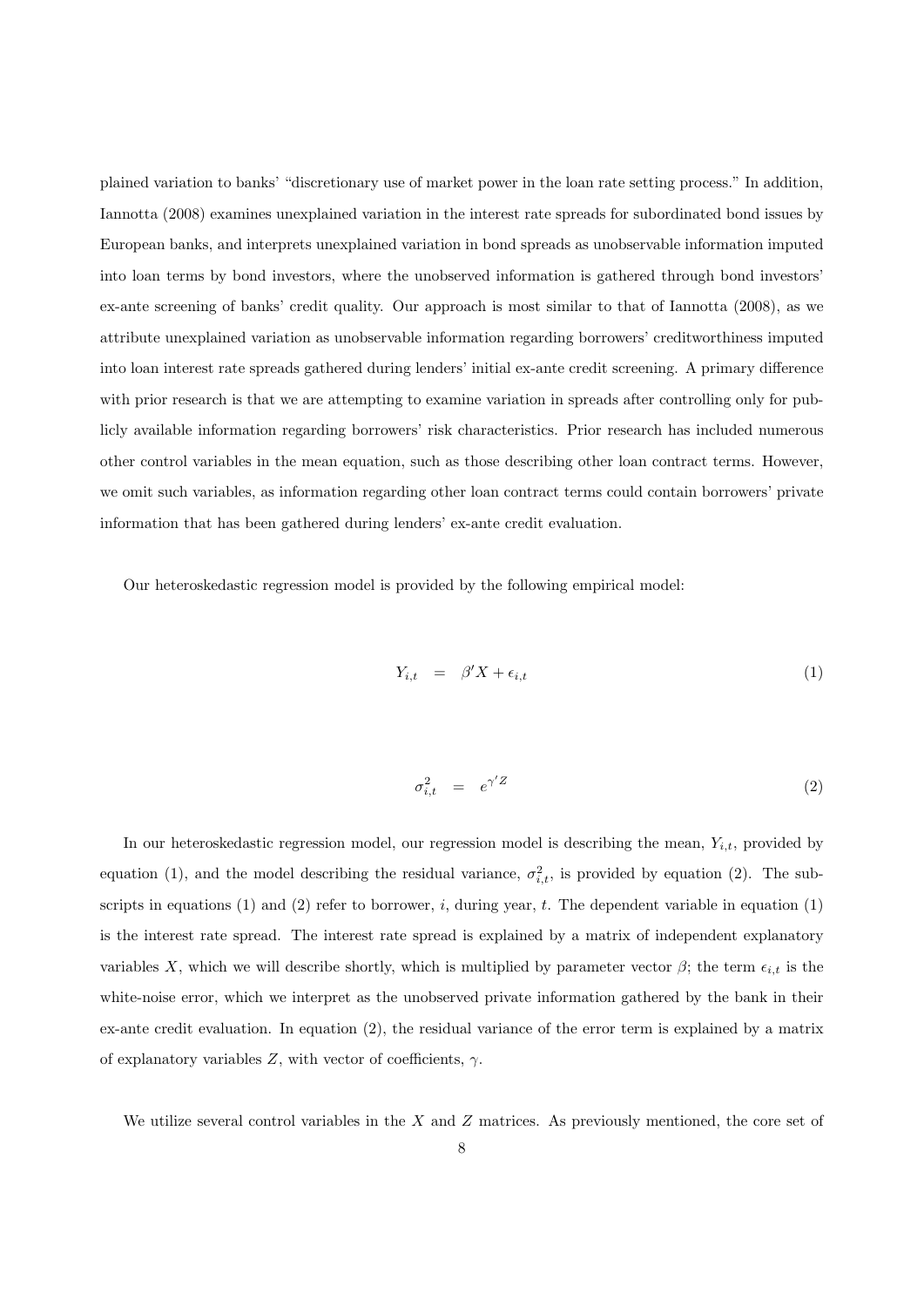plained variation to banks' "discretionary use of market power in the loan rate setting process." In addition, Iannotta (2008) examines unexplained variation in the interest rate spreads for subordinated bond issues by European banks, and interprets unexplained variation in bond spreads as unobservable information imputed into loan terms by bond investors, where the unobserved information is gathered through bond investors' ex-ante screening of banks' credit quality. Our approach is most similar to that of Iannotta (2008), as we attribute unexplained variation as unobservable information regarding borrowers' creditworthiness imputed into loan interest rate spreads gathered during lenders' initial ex-ante credit screening. A primary difference with prior research is that we are attempting to examine variation in spreads after controlling only for publicly available information regarding borrowers' risk characteristics. Prior research has included numerous other control variables in the mean equation, such as those describing other loan contract terms. However, we omit such variables, as information regarding other loan contract terms could contain borrowers' private information that has been gathered during lenders' ex-ante credit evaluation.

Our heteroskedastic regression model is provided by the following empirical model:

$$Y_{i,t} = \beta' X + \epsilon_{i,t} \tag{1}$$

$$\sigma^2_{i,t} = e^{\gamma' Z} \tag{2}$$

In our heteroskedastic regression model, our regression model is describing the mean, $Y_{i,t}$, provided by equation (1), and the model describing the residual variance, $\sigma^2_{i,t}$, is provided by equation (2). The subscripts in equations (1) and (2) refer to borrower, $i$, during year, $t$. The dependent variable in equation (1) is the interest rate spread. The interest rate spread is explained by a matrix of independent explanatory variables $X$, which we will describe shortly, which is multiplied by parameter vector $\beta$; the term $\epsilon_{i,t}$ is the white-noise error, which we interpret as the unobserved private information gathered by the bank in their ex-ante credit evaluation. In equation (2), the residual variance of the error term is explained by a matrix of explanatory variables $Z$, with vector of coefficients, $\gamma$.

We utilize several control variables in the $X$ and $Z$ matrices. As previously mentioned, the core set of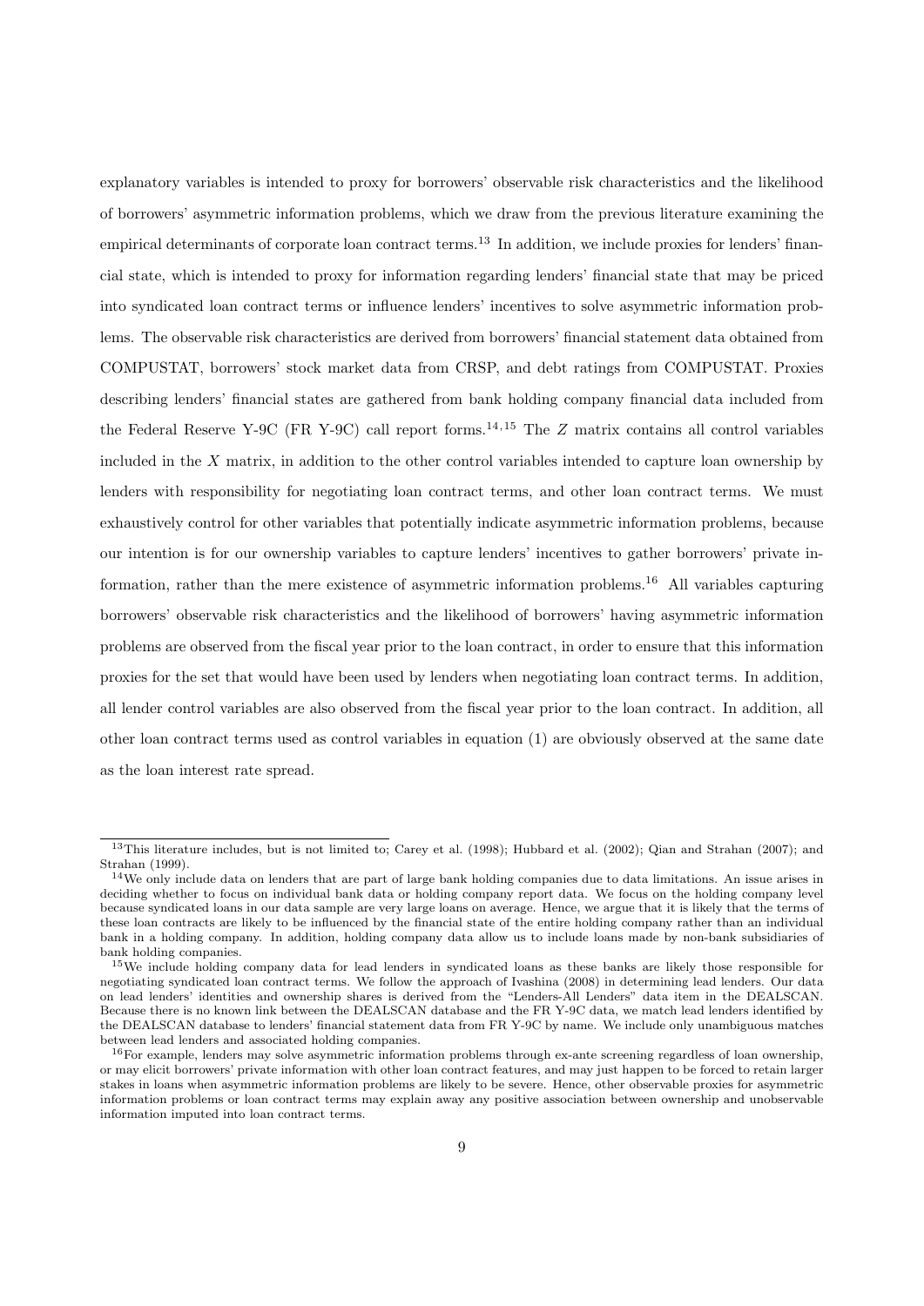explanatory variables is intended to proxy for borrowers' observable risk characteristics and the likelihood of borrowers' asymmetric information problems, which we draw from the previous literature examining the empirical determinants of corporate loan contract terms.[13] In addition, we include proxies for lenders' financial state, which is intended to proxy for information regarding lenders' financial state that may be priced into syndicated loan contract terms or influence lenders' incentives to solve asymmetric information problems. The observable risk characteristics are derived from borrowers' financial statement data obtained from COMPUSTAT, borrowers' stock market data from CRSP, and debt ratings from COMPUSTAT. Proxies describing lenders' financial states are gathered from bank holding company financial data included from the Federal Reserve Y-9C (FR Y-9C) call report forms.[14,15] The $Z$ matrix contains all control variables included in the $X$ matrix, in addition to the other control variables intended to capture loan ownership by lenders with responsibility for negotiating loan contract terms, and other loan contract terms. We must exhaustively control for other variables that potentially indicate asymmetric information problems, because our intention is for our ownership variables to capture lenders' incentives to gather borrowers' private information, rather than the mere existence of asymmetric information problems.[16] All variables capturing borrowers' observable risk characteristics and the likelihood of borrowers' having asymmetric information problems are observed from the fiscal year prior to the loan contract, in order to ensure that this information proxies for the set that would have been used by lenders when negotiating loan contract terms. In addition, all lender control variables are also observed from the fiscal year prior to the loan contract. In addition, all other loan contract terms used as control variables in equation (1) are obviously observed at the same date as the loan interest rate spread.

---

[13] This literature includes, but is not limited to; Carey et al. (1998); Hubbard et al. (2002); Qian and Strahan (2007); and Strahan (1999).

[14] We only include data on lenders that are part of large bank holding companies due to data limitations. An issue arises in deciding whether to focus on individual bank data or holding company report data. We focus on the holding company level because syndicated loans in our data sample are very large loans on average. Hence, we argue that it is likely that the terms of these loan contracts are likely to be influenced by the financial state of the entire holding company rather than an individual bank in a holding company. In addition, holding company data allow us to include loans made by non-bank subsidiaries of bank holding companies.

[15] We include holding company data for lead lenders in syndicated loans as these banks are likely those responsible for negotiating syndicated loan contract terms. We follow the approach of Ivashina (2008) in determining lead lenders. Our data on lead lenders' identities and ownership shares is derived from the "Lenders-All Lenders" data item in the DEALSCAN. Because there is no known link between the DEALSCAN database and the FR Y-9C data, we match lead lenders identified by the DEALSCAN database to lenders' financial statement data from FR Y-9C by name. We include only unambiguous matches between lead lenders and associated holding companies.

[16] For example, lenders may solve asymmetric information problems through ex-ante screening regardless of loan ownership, or may elicit borrowers' private information with other loan contract features, and may just happen to be forced to retain larger stakes in loans when asymmetric information problems are likely to be severe. Hence, other observable proxies for asymmetric information problems or loan contract terms may explain away any positive association between ownership and unobservable information imputed into loan contract terms.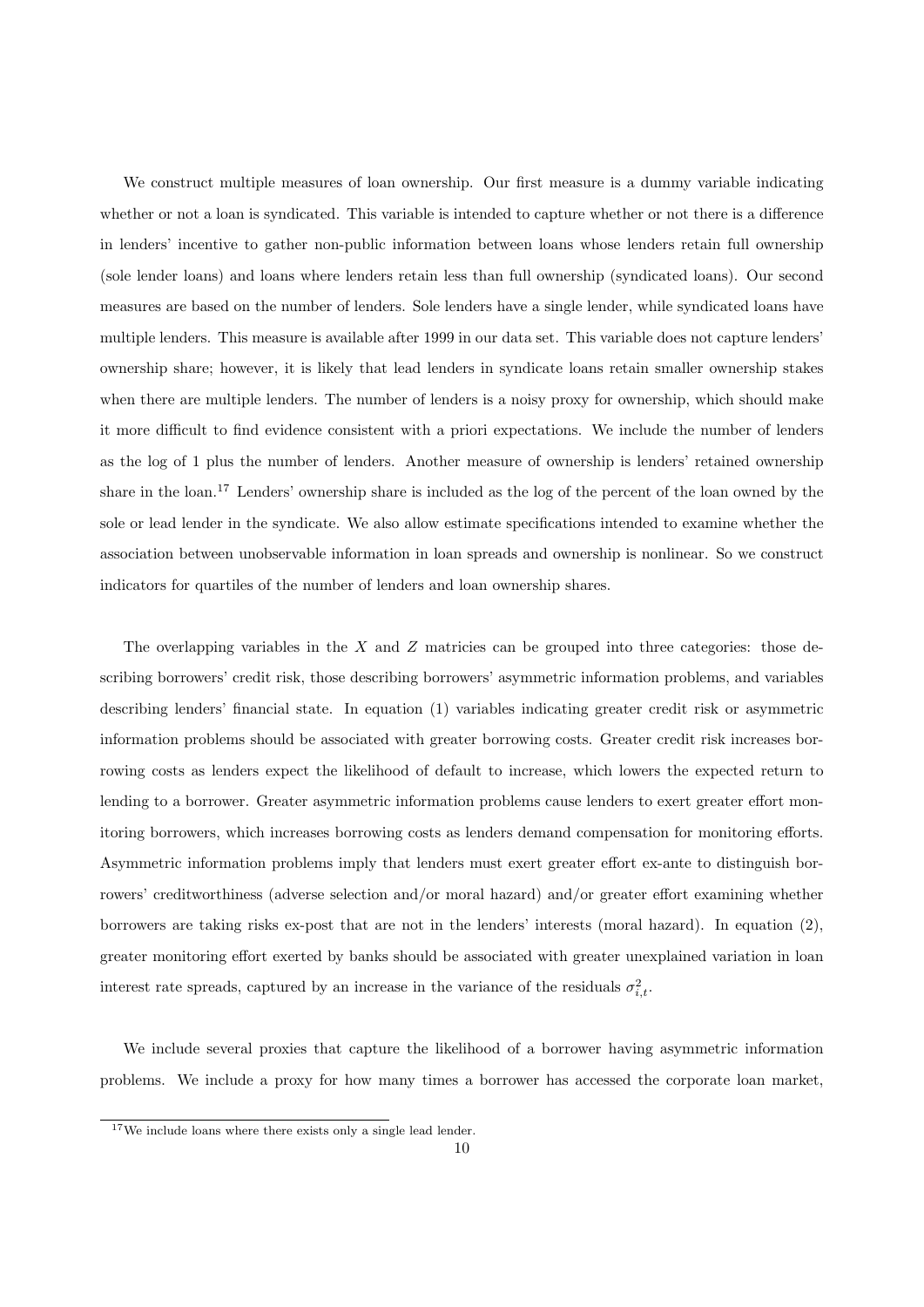We construct multiple measures of loan ownership. Our first measure is a dummy variable indicating whether or not a loan is syndicated. This variable is intended to capture whether or not there is a difference in lenders' incentive to gather non-public information between loans whose lenders retain full ownership (sole lender loans) and loans where lenders retain less than full ownership (syndicated loans). Our second measures are based on the number of lenders. Sole lenders have a single lender, while syndicated loans have multiple lenders. This measure is available after 1999 in our data set. This variable does not capture lenders' ownership share; however, it is likely that lead lenders in syndicate loans retain smaller ownership stakes when there are multiple lenders. The number of lenders is a noisy proxy for ownership, which should make it more difficult to find evidence consistent with a priori expectations. We include the number of lenders as the log of 1 plus the number of lenders. Another measure of ownership is lenders' retained ownership share in the loan.[17] Lenders' ownership share is included as the log of the percent of the loan owned by the sole or lead lender in the syndicate. We also allow estimate specifications intended to examine whether the association between unobservable information in loan spreads and ownership is nonlinear. So we construct indicators for quartiles of the number of lenders and loan ownership shares.

The overlapping variables in the $X$ and $Z$ matricies can be grouped into three categories: those describing borrowers' credit risk, those describing borrowers' asymmetric information problems, and variables describing lenders' financial state. In equation (1) variables indicating greater credit risk or asymmetric information problems should be associated with greater borrowing costs. Greater credit risk increases borrowing costs as lenders expect the likelihood of default to increase, which lowers the expected return to lending to a borrower. Greater asymmetric information problems cause lenders to exert greater effort monitoring borrowers, which increases borrowing costs as lenders demand compensation for monitoring efforts. Asymmetric information problems imply that lenders must exert greater effort ex-ante to distinguish borrowers' creditworthiness (adverse selection and/or moral hazard) and/or greater effort examining whether borrowers are taking risks ex-post that are not in the lenders' interests (moral hazard). In equation (2), greater monitoring effort exerted by banks should be associated with greater unexplained variation in loan interest rate spreads, captured by an increase in the variance of the residuals $\sigma^2_{i,t}$.

We include several proxies that capture the likelihood of a borrower having asymmetric information problems. We include a proxy for how many times a borrower has accessed the corporate loan market,

[17] We include loans where there exists only a single lead lender.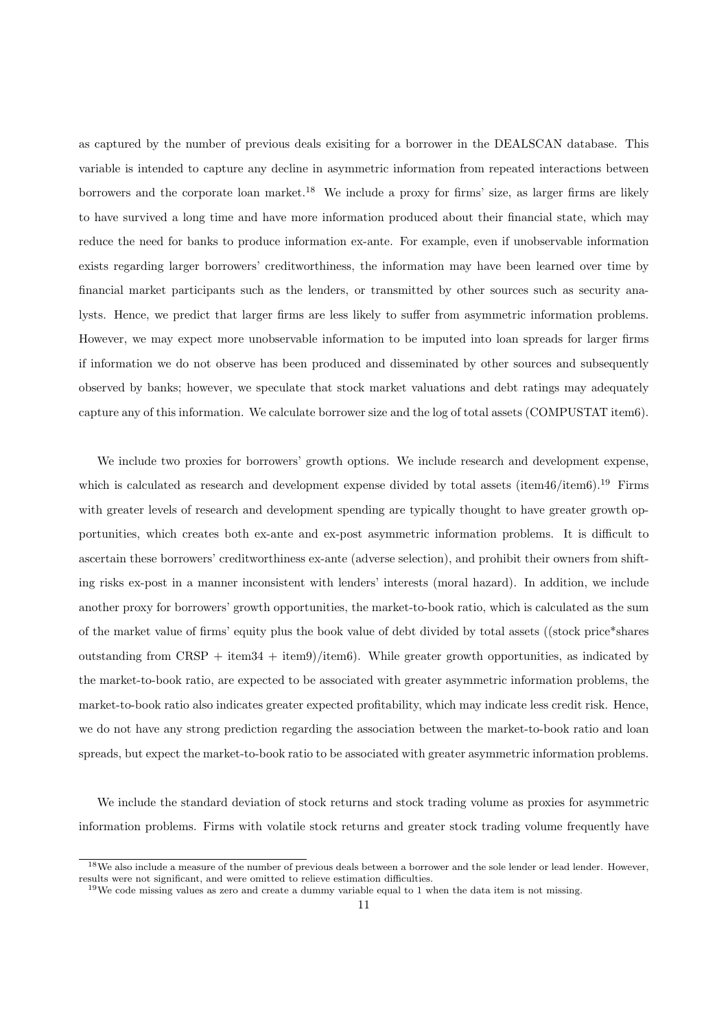as captured by the number of previous deals exisiting for a borrower in the DEALSCAN database. This variable is intended to capture any decline in asymmetric information from repeated interactions between borrowers and the corporate loan market.[18] We include a proxy for firms' size, as larger firms are likely to have survived a long time and have more information produced about their financial state, which may reduce the need for banks to produce information ex-ante. For example, even if unobservable information exists regarding larger borrowers' creditworthiness, the information may have been learned over time by financial market participants such as the lenders, or transmitted by other sources such as security analysts. Hence, we predict that larger firms are less likely to suffer from asymmetric information problems. However, we may expect more unobservable information to be imputed into loan spreads for larger firms if information we do not observe has been produced and disseminated by other sources and subsequently observed by banks; however, we speculate that stock market valuations and debt ratings may adequately capture any of this information. We calculate borrower size and the log of total assets (COMPUSTAT item6).

We include two proxies for borrowers' growth options. We include research and development expense, which is calculated as research and development expense divided by total assets (item46/item6).[19] Firms with greater levels of research and development spending are typically thought to have greater growth opportunities, which creates both ex-ante and ex-post asymmetric information problems. It is difficult to ascertain these borrowers' creditworthiness ex-ante (adverse selection), and prohibit their owners from shifting risks ex-post in a manner inconsistent with lenders' interests (moral hazard). In addition, we include another proxy for borrowers' growth opportunities, the market-to-book ratio, which is calculated as the sum of the market value of firms' equity plus the book value of debt divided by total assets ((stock price*shares outstanding from CRSP + item34 + item9)/item6). While greater growth opportunities, as indicated by the market-to-book ratio, are expected to be associated with greater asymmetric information problems, the market-to-book ratio also indicates greater expected profitability, which may indicate less credit risk. Hence, we do not have any strong prediction regarding the association between the market-to-book ratio and loan spreads, but expect the market-to-book ratio to be associated with greater asymmetric information problems.

We include the standard deviation of stock returns and stock trading volume as proxies for asymmetric information problems. Firms with volatile stock returns and greater stock trading volume frequently have

[18] We also include a measure of the number of previous deals between a borrower and the sole lender or lead lender. However, results were not significant, and were omitted to relieve estimation difficulties.

[19] We code missing values as zero and create a dummy variable equal to 1 when the data item is not missing.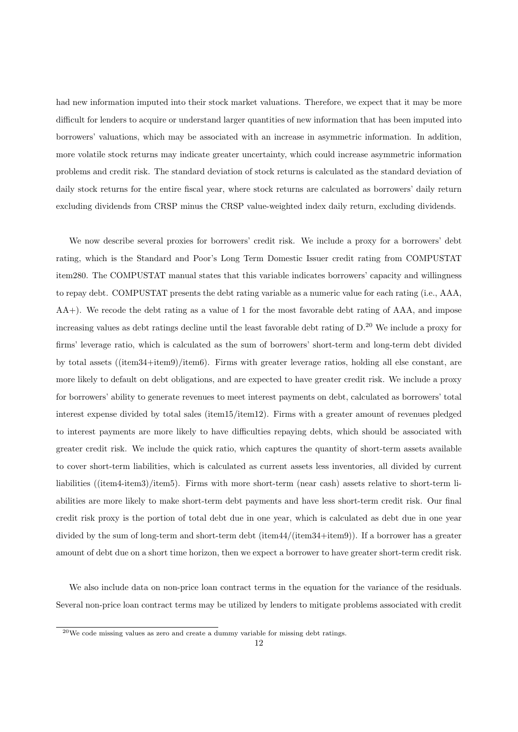had new information imputed into their stock market valuations. Therefore, we expect that it may be more difficult for lenders to acquire or understand larger quantities of new information that has been imputed into borrowers' valuations, which may be associated with an increase in asymmetric information. In addition, more volatile stock returns may indicate greater uncertainty, which could increase asymmetric information problems and credit risk. The standard deviation of stock returns is calculated as the standard deviation of daily stock returns for the entire fiscal year, where stock returns are calculated as borrowers' daily return excluding dividends from CRSP minus the CRSP value-weighted index daily return, excluding dividends.

We now describe several proxies for borrowers' credit risk. We include a proxy for a borrowers' debt rating, which is the Standard and Poor's Long Term Domestic Issuer credit rating from COMPUSTAT item280. The COMPUSTAT manual states that this variable indicates borrowers' capacity and willingness to repay debt. COMPUSTAT presents the debt rating variable as a numeric value for each rating (i.e., AAA, AA+). We recode the debt rating as a value of 1 for the most favorable debt rating of AAA, and impose increasing values as debt ratings decline until the least favorable debt rating of D.[20] We include a proxy for firms' leverage ratio, which is calculated as the sum of borrowers' short-term and long-term debt divided by total assets ((item34+item9)/item6). Firms with greater leverage ratios, holding all else constant, are more likely to default on debt obligations, and are expected to have greater credit risk. We include a proxy for borrowers' ability to generate revenues to meet interest payments on debt, calculated as borrowers' total interest expense divided by total sales (item15/item12). Firms with a greater amount of revenues pledged to interest payments are more likely to have difficulties repaying debts, which should be associated with greater credit risk. We include the quick ratio, which captures the quantity of short-term assets available to cover short-term liabilities, which is calculated as current assets less inventories, all divided by current liabilities ((item4-item3)/item5). Firms with more short-term (near cash) assets relative to short-term liabilities are more likely to make short-term debt payments and have less short-term credit risk. Our final credit risk proxy is the portion of total debt due in one year, which is calculated as debt due in one year divided by the sum of long-term and short-term debt (item44/(item34+item9)). If a borrower has a greater amount of debt due on a short time horizon, then we expect a borrower to have greater short-term credit risk.

We also include data on non-price loan contract terms in the equation for the variance of the residuals. Several non-price loan contract terms may be utilized by lenders to mitigate problems associated with credit

[20]We code missing values as zero and create a dummy variable for missing debt ratings.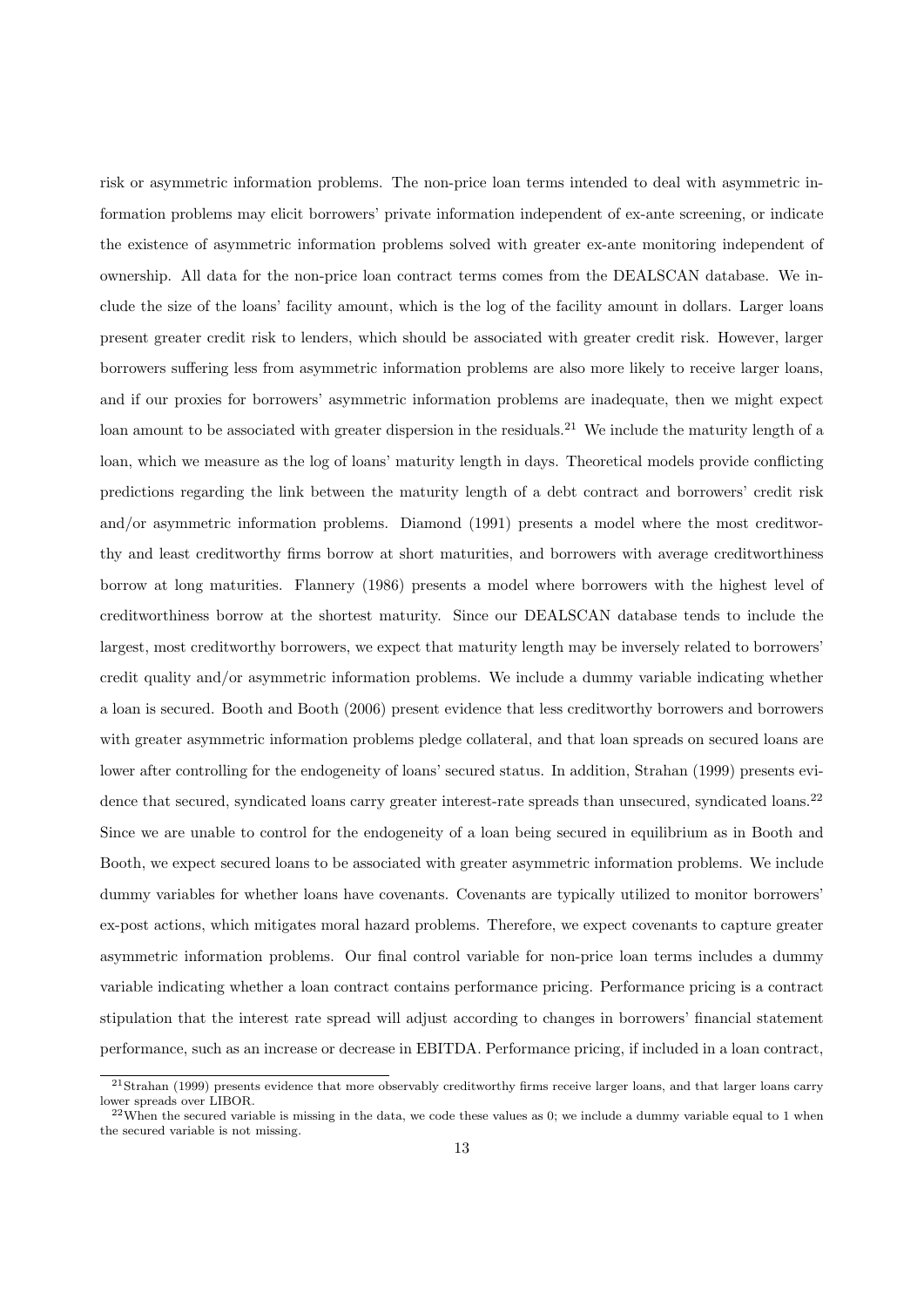risk or asymmetric information problems. The non-price loan terms intended to deal with asymmetric information problems may elicit borrowers' private information independent of ex-ante screening, or indicate the existence of asymmetric information problems solved with greater ex-ante monitoring independent of ownership. All data for the non-price loan contract terms comes from the DEALSCAN database. We include the size of the loans' facility amount, which is the log of the facility amount in dollars. Larger loans present greater credit risk to lenders, which should be associated with greater credit risk. However, larger borrowers suffering less from asymmetric information problems are also more likely to receive larger loans, and if our proxies for borrowers' asymmetric information problems are inadequate, then we might expect loan amount to be associated with greater dispersion in the residuals.[21] We include the maturity length of a loan, which we measure as the log of loans' maturity length in days. Theoretical models provide conflicting predictions regarding the link between the maturity length of a debt contract and borrowers' credit risk and/or asymmetric information problems. Diamond (1991) presents a model where the most creditworthy and least creditworthy firms borrow at short maturities, and borrowers with average creditworthiness borrow at long maturities. Flannery (1986) presents a model where borrowers with the highest level of creditworthiness borrow at the shortest maturity. Since our DEALSCAN database tends to include the largest, most creditworthy borrowers, we expect that maturity length may be inversely related to borrowers' credit quality and/or asymmetric information problems. We include a dummy variable indicating whether a loan is secured. Booth and Booth (2006) present evidence that less creditworthy borrowers and borrowers with greater asymmetric information problems pledge collateral, and that loan spreads on secured loans are lower after controlling for the endogeneity of loans' secured status. In addition, Strahan (1999) presents evidence that secured, syndicated loans carry greater interest-rate spreads than unsecured, syndicated loans.[22] Since we are unable to control for the endogeneity of a loan being secured in equilibrium as in Booth and Booth, we expect secured loans to be associated with greater asymmetric information problems. We include dummy variables for whether loans have covenants. Covenants are typically utilized to monitor borrowers' ex-post actions, which mitigates moral hazard problems. Therefore, we expect covenants to capture greater asymmetric information problems. Our final control variable for non-price loan terms includes a dummy variable indicating whether a loan contract contains performance pricing. Performance pricing is a contract stipulation that the interest rate spread will adjust according to changes in borrowers' financial statement performance, such as an increase or decrease in EBITDA. Performance pricing, if included in a loan contract,

[21] Strahan (1999) presents evidence that more observably creditworthy firms receive larger loans, and that larger loans carry lower spreads over LIBOR.

[22] When the secured variable is missing in the data, we code these values as 0; we include a dummy variable equal to 1 when the secured variable is not missing.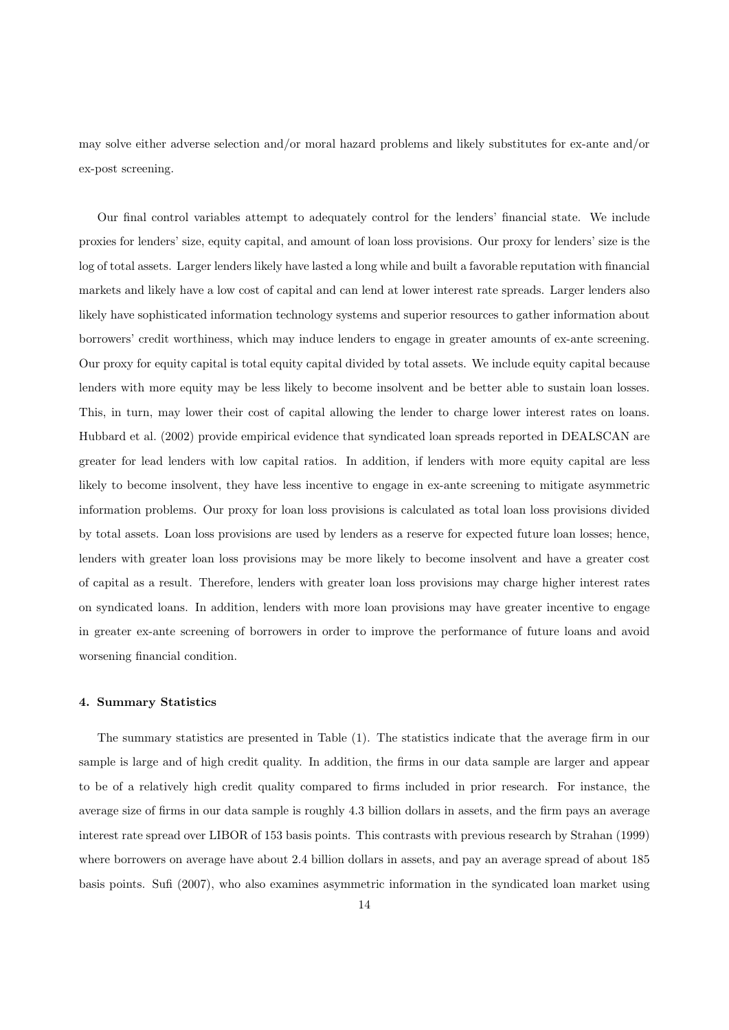may solve either adverse selection and/or moral hazard problems and likely substitutes for ex-ante and/or ex-post screening.

Our final control variables attempt to adequately control for the lenders' financial state. We include proxies for lenders' size, equity capital, and amount of loan loss provisions. Our proxy for lenders' size is the log of total assets. Larger lenders likely have lasted a long while and built a favorable reputation with financial markets and likely have a low cost of capital and can lend at lower interest rate spreads. Larger lenders also likely have sophisticated information technology systems and superior resources to gather information about borrowers' credit worthiness, which may induce lenders to engage in greater amounts of ex-ante screening. Our proxy for equity capital is total equity capital divided by total assets. We include equity capital because lenders with more equity may be less likely to become insolvent and be better able to sustain loan losses. This, in turn, may lower their cost of capital allowing the lender to charge lower interest rates on loans. Hubbard et al. (2002) provide empirical evidence that syndicated loan spreads reported in DEALSCAN are greater for lead lenders with low capital ratios. In addition, if lenders with more equity capital are less likely to become insolvent, they have less incentive to engage in ex-ante screening to mitigate asymmetric information problems. Our proxy for loan loss provisions is calculated as total loan loss provisions divided by total assets. Loan loss provisions are used by lenders as a reserve for expected future loan losses; hence, lenders with greater loan loss provisions may be more likely to become insolvent and have a greater cost of capital as a result. Therefore, lenders with greater loan loss provisions may charge higher interest rates on syndicated loans. In addition, lenders with more loan provisions may have greater incentive to engage in greater ex-ante screening of borrowers in order to improve the performance of future loans and avoid worsening financial condition.

#### 4. Summary Statistics

The summary statistics are presented in Table (1). The statistics indicate that the average firm in our sample is large and of high credit quality. In addition, the firms in our data sample are larger and appear to be of a relatively high credit quality compared to firms included in prior research. For instance, the average size of firms in our data sample is roughly 4.3 billion dollars in assets, and the firm pays an average interest rate spread over LIBOR of 153 basis points. This contrasts with previous research by Strahan (1999) where borrowers on average have about 2.4 billion dollars in assets, and pay an average spread of about 185 basis points. Sufi (2007), who also examines asymmetric information in the syndicated loan market using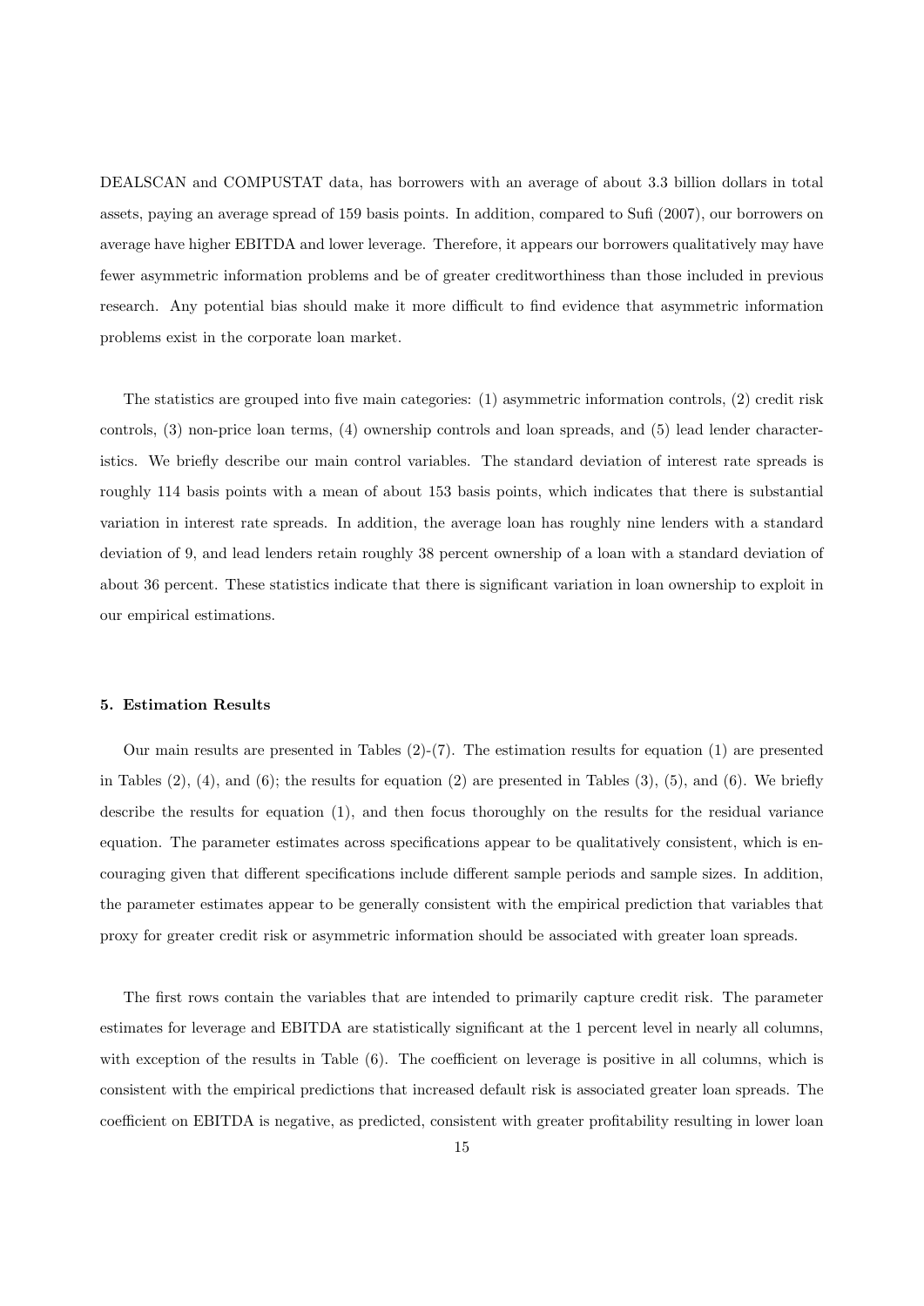DEALSCAN and COMPUSTAT data, has borrowers with an average of about 3.3 billion dollars in total assets, paying an average spread of 159 basis points. In addition, compared to Sufi (2007), our borrowers on average have higher EBITDA and lower leverage. Therefore, it appears our borrowers qualitatively may have fewer asymmetric information problems and be of greater creditworthiness than those included in previous research. Any potential bias should make it more difficult to find evidence that asymmetric information problems exist in the corporate loan market.

The statistics are grouped into five main categories: (1) asymmetric information controls, (2) credit risk controls, (3) non-price loan terms, (4) ownership controls and loan spreads, and (5) lead lender characteristics. We briefly describe our main control variables. The standard deviation of interest rate spreads is roughly 114 basis points with a mean of about 153 basis points, which indicates that there is substantial variation in interest rate spreads. In addition, the average loan has roughly nine lenders with a standard deviation of 9, and lead lenders retain roughly 38 percent ownership of a loan with a standard deviation of about 36 percent. These statistics indicate that there is significant variation in loan ownership to exploit in our empirical estimations.

## 5. Estimation Results

Our main results are presented in Tables (2)-(7). The estimation results for equation (1) are presented in Tables (2), (4), and (6); the results for equation (2) are presented in Tables (3), (5), and (6). We briefly describe the results for equation (1), and then focus thoroughly on the results for the residual variance equation. The parameter estimates across specifications appear to be qualitatively consistent, which is encouraging given that different specifications include different sample periods and sample sizes. In addition, the parameter estimates appear to be generally consistent with the empirical prediction that variables that proxy for greater credit risk or asymmetric information should be associated with greater loan spreads.

The first rows contain the variables that are intended to primarily capture credit risk. The parameter estimates for leverage and EBITDA are statistically significant at the 1 percent level in nearly all columns, with exception of the results in Table (6). The coefficient on leverage is positive in all columns, which is consistent with the empirical predictions that increased default risk is associated greater loan spreads. The coefficient on EBITDA is negative, as predicted, consistent with greater profitability resulting in lower loan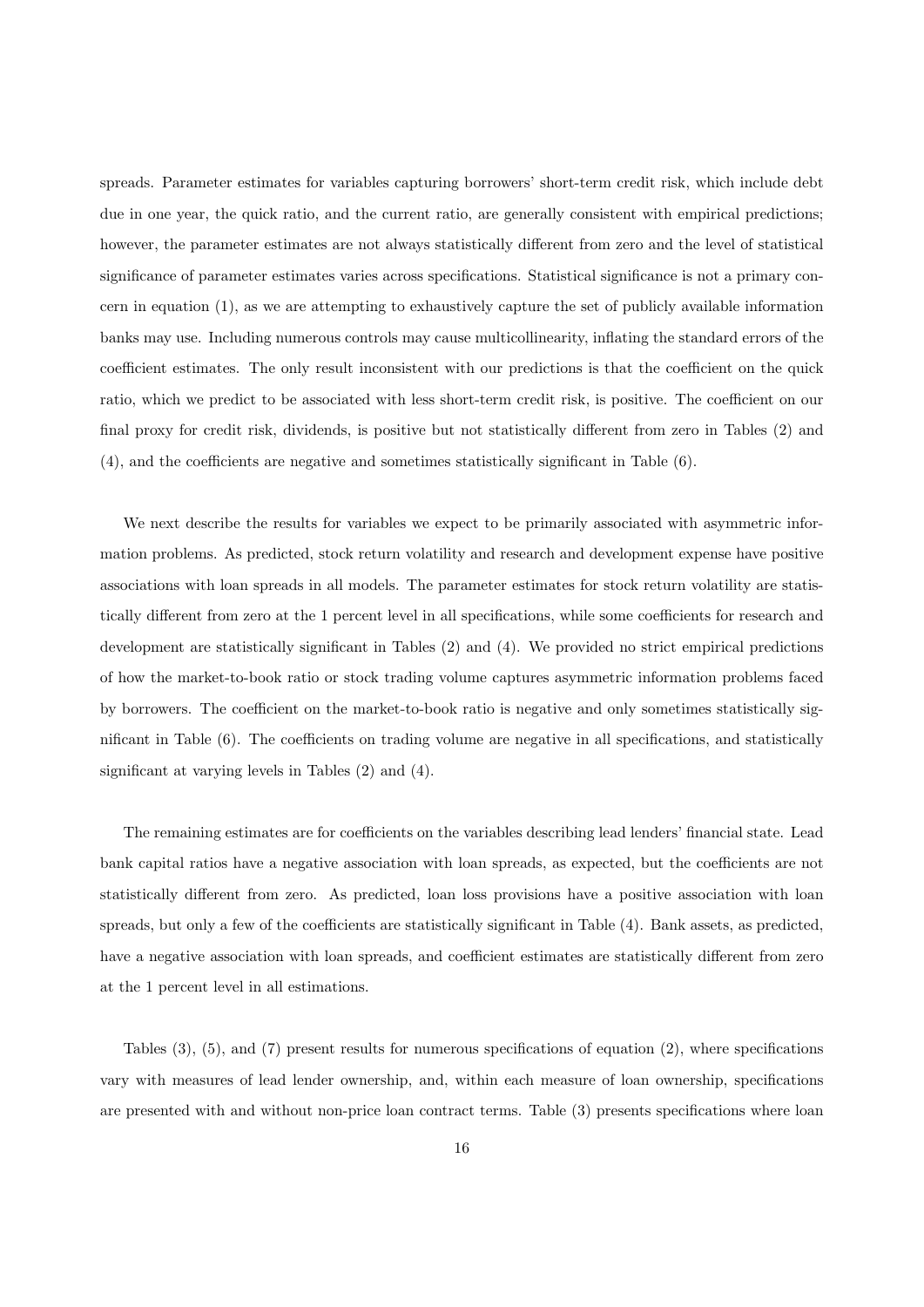spreads. Parameter estimates for variables capturing borrowers' short-term credit risk, which include debt due in one year, the quick ratio, and the current ratio, are generally consistent with empirical predictions; however, the parameter estimates are not always statistically different from zero and the level of statistical significance of parameter estimates varies across specifications. Statistical significance is not a primary concern in equation (1), as we are attempting to exhaustively capture the set of publicly available information banks may use. Including numerous controls may cause multicollinearity, inflating the standard errors of the coefficient estimates. The only result inconsistent with our predictions is that the coefficient on the quick ratio, which we predict to be associated with less short-term credit risk, is positive. The coefficient on our final proxy for credit risk, dividends, is positive but not statistically different from zero in Tables (2) and (4), and the coefficients are negative and sometimes statistically significant in Table (6).

We next describe the results for variables we expect to be primarily associated with asymmetric information problems. As predicted, stock return volatility and research and development expense have positive associations with loan spreads in all models. The parameter estimates for stock return volatility are statistically different from zero at the 1 percent level in all specifications, while some coefficients for research and development are statistically significant in Tables (2) and (4). We provided no strict empirical predictions of how the market-to-book ratio or stock trading volume captures asymmetric information problems faced by borrowers. The coefficient on the market-to-book ratio is negative and only sometimes statistically significant in Table (6). The coefficients on trading volume are negative in all specifications, and statistically significant at varying levels in Tables (2) and (4).

The remaining estimates are for coefficients on the variables describing lead lenders' financial state. Lead bank capital ratios have a negative association with loan spreads, as expected, but the coefficients are not statistically different from zero. As predicted, loan loss provisions have a positive association with loan spreads, but only a few of the coefficients are statistically significant in Table (4). Bank assets, as predicted, have a negative association with loan spreads, and coefficient estimates are statistically different from zero at the 1 percent level in all estimations.

Tables (3), (5), and (7) present results for numerous specifications of equation (2), where specifications vary with measures of lead lender ownership, and, within each measure of loan ownership, specifications are presented with and without non-price loan contract terms. Table (3) presents specifications where loan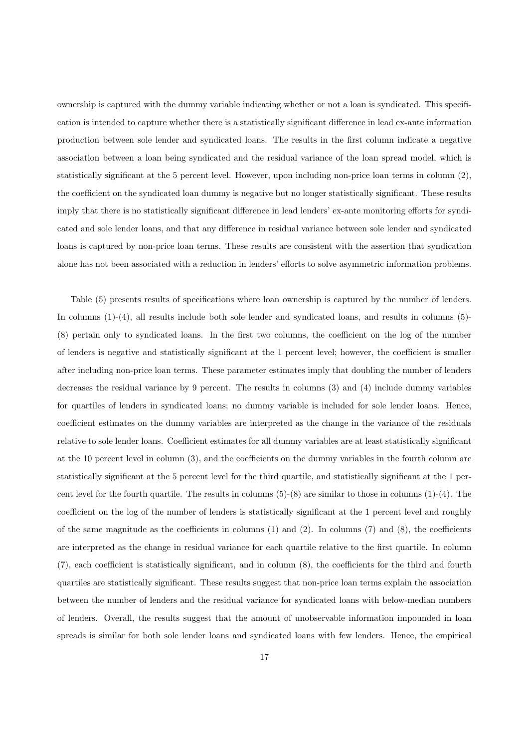ownership is captured with the dummy variable indicating whether or not a loan is syndicated. This specification is intended to capture whether there is a statistically significant difference in lead ex-ante information production between sole lender and syndicated loans. The results in the first column indicate a negative association between a loan being syndicated and the residual variance of the loan spread model, which is statistically significant at the 5 percent level. However, upon including non-price loan terms in column (2), the coefficient on the syndicated loan dummy is negative but no longer statistically significant. These results imply that there is no statistically significant difference in lead lenders' ex-ante monitoring efforts for syndicated and sole lender loans, and that any difference in residual variance between sole lender and syndicated loans is captured by non-price loan terms. These results are consistent with the assertion that syndication alone has not been associated with a reduction in lenders' efforts to solve asymmetric information problems.

Table (5) presents results of specifications where loan ownership is captured by the number of lenders. In columns (1)-(4), all results include both sole lender and syndicated loans, and results in columns (5)-(8) pertain only to syndicated loans. In the first two columns, the coefficient on the log of the number of lenders is negative and statistically significant at the 1 percent level; however, the coefficient is smaller after including non-price loan terms. These parameter estimates imply that doubling the number of lenders decreases the residual variance by 9 percent. The results in columns (3) and (4) include dummy variables for quartiles of lenders in syndicated loans; no dummy variable is included for sole lender loans. Hence, coefficient estimates on the dummy variables are interpreted as the change in the variance of the residuals relative to sole lender loans. Coefficient estimates for all dummy variables are at least statistically significant at the 10 percent level in column (3), and the coefficients on the dummy variables in the fourth column are statistically significant at the 5 percent level for the third quartile, and statistically significant at the 1 percent level for the fourth quartile. The results in columns (5)-(8) are similar to those in columns (1)-(4). The coefficient on the log of the number of lenders is statistically significant at the 1 percent level and roughly of the same magnitude as the coefficients in columns (1) and (2). In columns (7) and (8), the coefficients are interpreted as the change in residual variance for each quartile relative to the first quartile. In column (7), each coefficient is statistically significant, and in column (8), the coefficients for the third and fourth quartiles are statistically significant. These results suggest that non-price loan terms explain the association between the number of lenders and the residual variance for syndicated loans with below-median numbers of lenders. Overall, the results suggest that the amount of unobservable information impounded in loan spreads is similar for both sole lender loans and syndicated loans with few lenders. Hence, the empirical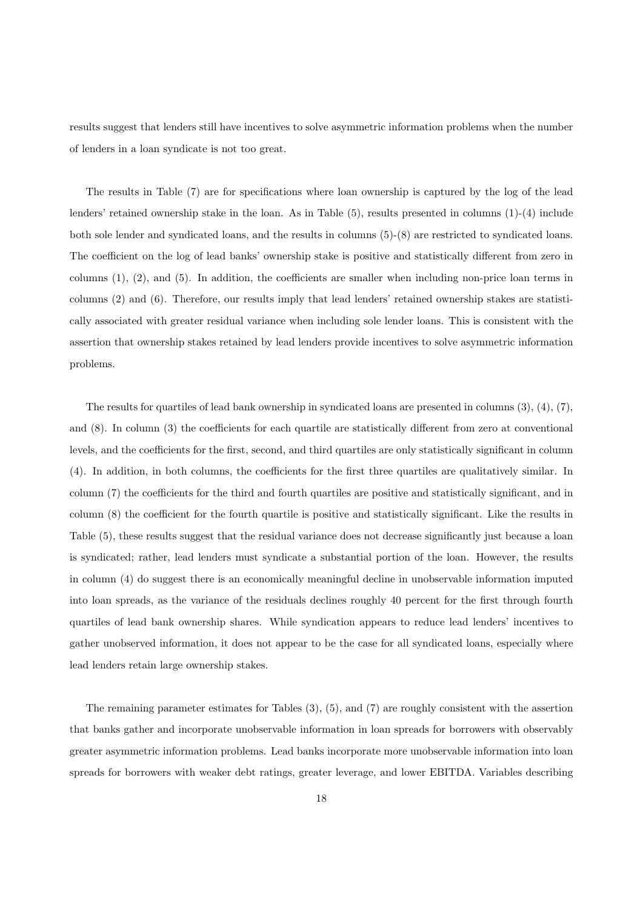results suggest that lenders still have incentives to solve asymmetric information problems when the number of lenders in a loan syndicate is not too great.

The results in Table (7) are for specifications where loan ownership is captured by the log of the lead lenders' retained ownership stake in the loan. As in Table (5), results presented in columns (1)-(4) include both sole lender and syndicated loans, and the results in columns (5)-(8) are restricted to syndicated loans. The coefficient on the log of lead banks' ownership stake is positive and statistically different from zero in columns (1), (2), and (5). In addition, the coefficients are smaller when including non-price loan terms in columns (2) and (6). Therefore, our results imply that lead lenders' retained ownership stakes are statistically associated with greater residual variance when including sole lender loans. This is consistent with the assertion that ownership stakes retained by lead lenders provide incentives to solve asymmetric information problems.

The results for quartiles of lead bank ownership in syndicated loans are presented in columns (3), (4), (7), and (8). In column (3) the coefficients for each quartile are statistically different from zero at conventional levels, and the coefficients for the first, second, and third quartiles are only statistically significant in column (4). In addition, in both columns, the coefficients for the first three quartiles are qualitatively similar. In column (7) the coefficients for the third and fourth quartiles are positive and statistically significant, and in column (8) the coefficient for the fourth quartile is positive and statistically significant. Like the results in Table (5), these results suggest that the residual variance does not decrease significantly just because a loan is syndicated; rather, lead lenders must syndicate a substantial portion of the loan. However, the results in column (4) do suggest there is an economically meaningful decline in unobservable information imputed into loan spreads, as the variance of the residuals declines roughly 40 percent for the first through fourth quartiles of lead bank ownership shares. While syndication appears to reduce lead lenders' incentives to gather unobserved information, it does not appear to be the case for all syndicated loans, especially where lead lenders retain large ownership stakes.

The remaining parameter estimates for Tables (3), (5), and (7) are roughly consistent with the assertion that banks gather and incorporate unobservable information in loan spreads for borrowers with observably greater asymmetric information problems. Lead banks incorporate more unobservable information into loan spreads for borrowers with weaker debt ratings, greater leverage, and lower EBITDA. Variables describing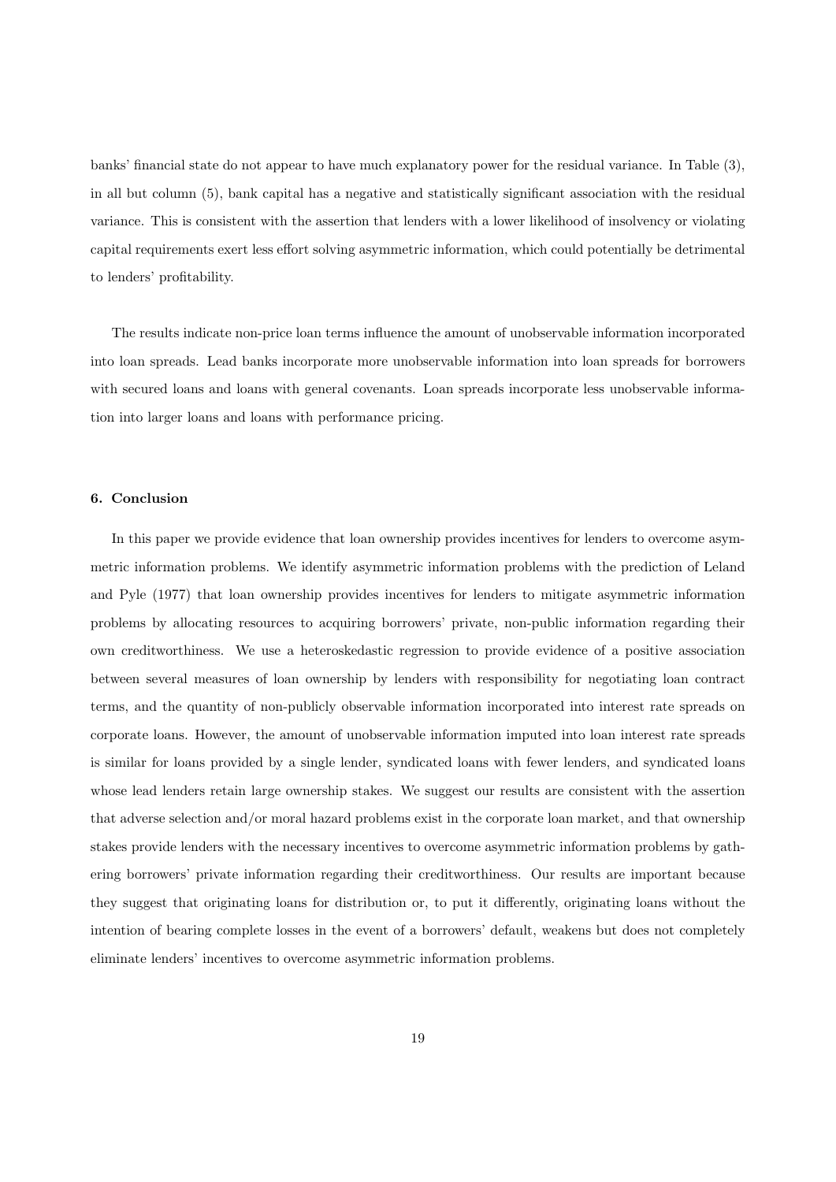banks' financial state do not appear to have much explanatory power for the residual variance. In Table (3), in all but column (5), bank capital has a negative and statistically significant association with the residual variance. This is consistent with the assertion that lenders with a lower likelihood of insolvency or violating capital requirements exert less effort solving asymmetric information, which could potentially be detrimental to lenders' profitability.

The results indicate non-price loan terms influence the amount of unobservable information incorporated into loan spreads. Lead banks incorporate more unobservable information into loan spreads for borrowers with secured loans and loans with general covenants. Loan spreads incorporate less unobservable information into larger loans and loans with performance pricing.

### 6. Conclusion

In this paper we provide evidence that loan ownership provides incentives for lenders to overcome asymmetric information problems. We identify asymmetric information problems with the prediction of Leland and Pyle (1977) that loan ownership provides incentives for lenders to mitigate asymmetric information problems by allocating resources to acquiring borrowers' private, non-public information regarding their own creditworthiness. We use a heteroskedastic regression to provide evidence of a positive association between several measures of loan ownership by lenders with responsibility for negotiating loan contract terms, and the quantity of non-publicly observable information incorporated into interest rate spreads on corporate loans. However, the amount of unobservable information imputed into loan interest rate spreads is similar for loans provided by a single lender, syndicated loans with fewer lenders, and syndicated loans whose lead lenders retain large ownership stakes. We suggest our results are consistent with the assertion that adverse selection and/or moral hazard problems exist in the corporate loan market, and that ownership stakes provide lenders with the necessary incentives to overcome asymmetric information problems by gathering borrowers' private information regarding their creditworthiness. Our results are important because they suggest that originating loans for distribution or, to put it differently, originating loans without the intention of bearing complete losses in the event of a borrowers' default, weakens but does not completely eliminate lenders' incentives to overcome asymmetric information problems.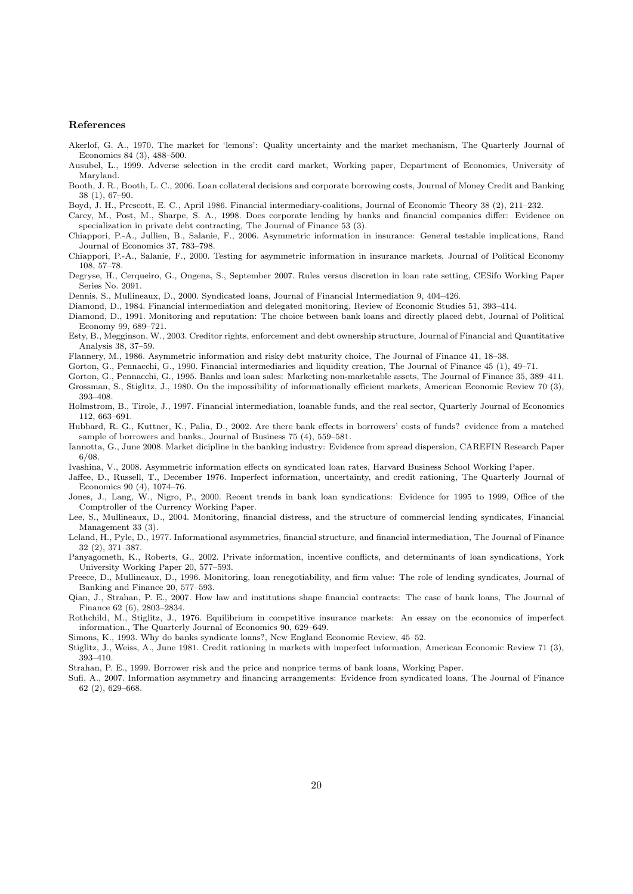## References

Akerlof, G. A., 1970. The market for 'lemons': Quality uncertainty and the market mechanism, The Quarterly Journal of Economics 84 (3), 488–500.

Ausubel, L., 1999. Adverse selection in the credit card market, Working paper, Department of Economics, University of Maryland.

Booth, J. R., Booth, L. C., 2006. Loan collateral decisions and corporate borrowing costs, Journal of Money Credit and Banking 38 (1), 67–90.

Boyd, J. H., Prescott, E. C., April 1986. Financial intermediary-coalitions, Journal of Economic Theory 38 (2), 211–232.

Carey, M., Post, M., Sharpe, S. A., 1998. Does corporate lending by banks and financial companies differ: Evidence on specialization in private debt contracting, The Journal of Finance 53 (3).

Chiappori, P.-A., Jullien, B., Salanie, F., 2006. Asymmetric information in insurance: General testable implications, Rand Journal of Economics 37, 783–798.

Chiappori, P.-A., Salanie, F., 2000. Testing for asymmetric information in insurance markets, Journal of Political Economy 108, 57–78.

Degryse, H., Cerqueiro, G., Ongena, S., September 2007. Rules versus discretion in loan rate setting, CESifo Working Paper Series No. 2091.

Dennis, S., Mullineaux, D., 2000. Syndicated loans, Journal of Financial Intermediation 9, 404–426.

Diamond, D., 1984. Financial intermediation and delegated monitoring, Review of Economic Studies 51, 393–414.

Diamond, D., 1991. Monitoring and reputation: The choice between bank loans and directly placed debt, Journal of Political Economy 99, 689–721.

Esty, B., Megginson, W., 2003. Creditor rights, enforcement and debt ownership structure, Journal of Financial and Quantitative Analysis 38, 37–59.

Flannery, M., 1986. Asymmetric information and risky debt maturity choice, The Journal of Finance 41, 18–38.

Gorton, G., Pennacchi, G., 1990. Financial intermediaries and liquidity creation, The Journal of Finance 45 (1), 49–71.

Gorton, G., Pennacchi, G., 1995. Banks and loan sales: Marketing non-marketable assets, The Journal of Finance 35, 389–411.

Grossman, S., Stiglitz, J., 1980. On the impossibility of informationally efficient markets, American Economic Review 70 (3), 393–408.

Holmstrom, B., Tirole, J., 1997. Financial intermediation, loanable funds, and the real sector, Quarterly Journal of Economics 112, 663–691.

Hubbard, R. G., Kuttner, K., Palia, D., 2002. Are there bank effects in borrowers' costs of funds? evidence from a matched sample of borrowers and banks., Journal of Business 75 (4), 559–581.

Iannotta, G., June 2008. Market dicipline in the banking industry: Evidence from spread dispersion, CAREFIN Research Paper 6/08.

Ivashina, V., 2008. Asymmetric information effects on syndicated loan rates, Harvard Business School Working Paper.

Jaffee, D., Russell, T., December 1976. Imperfect information, uncertainty, and credit rationing, The Quarterly Journal of Economics 90 (4), 1074–76.

Jones, J., Lang, W., Nigro, P., 2000. Recent trends in bank loan syndications: Evidence for 1995 to 1999, Office of the Comptroller of the Currency Working Paper.

Lee, S., Mullineaux, D., 2004. Monitoring, financial distress, and the structure of commercial lending syndicates, Financial Management 33 (3).

Leland, H., Pyle, D., 1977. Informational asymmetries, financial structure, and financial intermediation, The Journal of Finance 32 (2), 371–387.

Panyagometh, K., Roberts, G., 2002. Private information, incentive conflicts, and determinants of loan syndications, York University Working Paper 20, 577–593.

Preece, D., Mullineaux, D., 1996. Monitoring, loan renegotiability, and firm value: The role of lending syndicates, Journal of Banking and Finance 20, 577–593.

Qian, J., Strahan, P. E., 2007. How law and institutions shape financial contracts: The case of bank loans, The Journal of Finance 62 (6), 2803–2834.

Rothchild, M., Stiglitz, J., 1976. Equilibrium in competitive insurance markets: An essay on the economics of imperfect information., The Quarterly Journal of Economics 90, 629–649.

Simons, K., 1993. Why do banks syndicate loans?, New England Economic Review, 45–52.

Stiglitz, J., Weiss, A., June 1981. Credit rationing in markets with imperfect information, American Economic Review 71 (3), 393–410.

Strahan, P. E., 1999. Borrower risk and the price and nonprice terms of bank loans, Working Paper.

Sufi, A., 2007. Information asymmetry and financing arrangements: Evidence from syndicated loans, The Journal of Finance 62 (2), 629–668.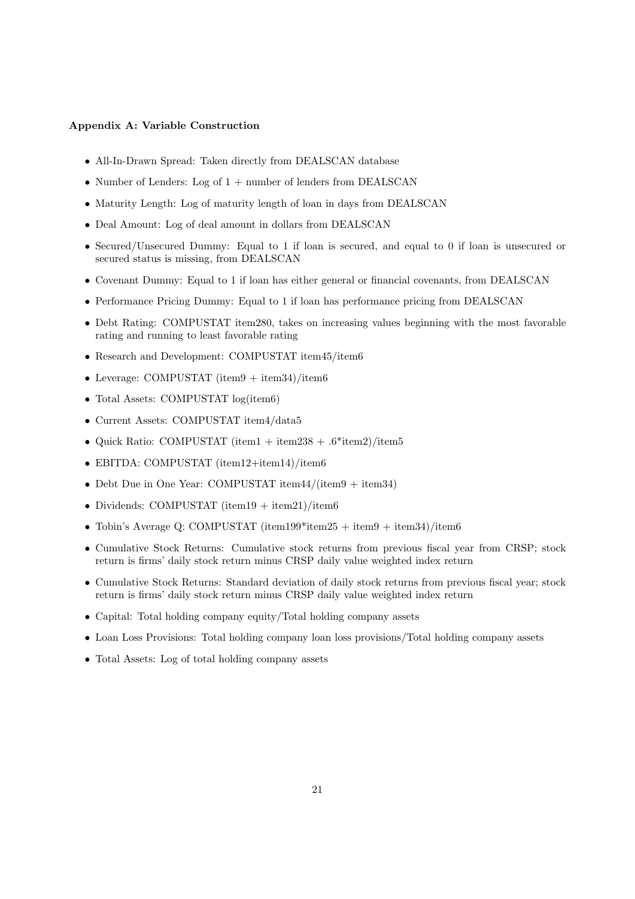**Appendix A: Variable Construction**

- All-In-Drawn Spread: Taken directly from DEALSCAN database
- Number of Lenders: Log of 1 + number of lenders from DEALSCAN
- Maturity Length: Log of maturity length of loan in days from DEALSCAN
- Deal Amount: Log of deal amount in dollars from DEALSCAN
- Secured/Unsecured Dummy: Equal to 1 if loan is secured, and equal to 0 if loan is unsecured or secured status is missing, from DEALSCAN
- Covenant Dummy: Equal to 1 if loan has either general or financial covenants, from DEALSCAN
- Performance Pricing Dummy: Equal to 1 if loan has performance pricing from DEALSCAN
- Debt Rating: COMPUSTAT item280, takes on increasing values beginning with the most favorable rating and running to least favorable rating
- Research and Development: COMPUSTAT item45/item6
- Leverage: COMPUSTAT (item9 + item34)/item6
- Total Assets: COMPUSTAT log(item6)
- Current Assets: COMPUSTAT item4/data5
- Quick Ratio: COMPUSTAT (item1 + item238 + .6*item2)/item5
- EBITDA: COMPUSTAT (item12+item14)/item6
- Debt Due in One Year: COMPUSTAT item44/(item9 + item34)
- Dividends: COMPUSTAT (item19 + item21)/item6
- Tobin's Average Q: COMPUSTAT (item199*item25 + item9 + item34)/item6
- Cumulative Stock Returns: Cumulative stock returns from previous fiscal year from CRSP; stock return is firms' daily stock return minus CRSP daily value weighted index return
- Cumulative Stock Returns: Standard deviation of daily stock returns from previous fiscal year; stock return is firms' daily stock return minus CRSP daily value weighted index return
- Capital: Total holding company equity/Total holding company assets
- Loan Loss Provisions: Total holding company loan loss provisions/Total holding company assets
- Total Assets: Log of total holding company assets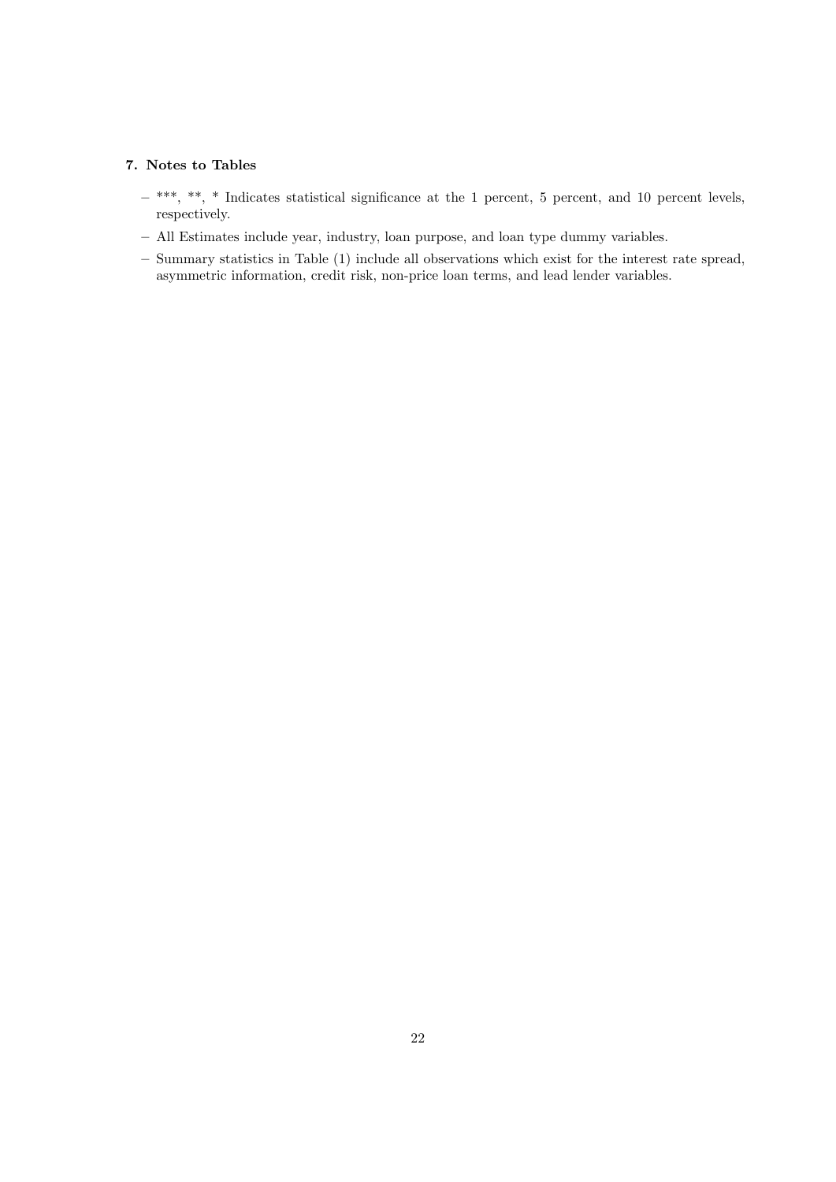### 7. Notes to Tables

- ***, **, * Indicates statistical significance at the 1 percent, 5 percent, and 10 percent levels, respectively.
- All Estimates include year, industry, loan purpose, and loan type dummy variables.
- Summary statistics in Table (1) include all observations which exist for the interest rate spread, asymmetric information, credit risk, non-price loan terms, and lead lender variables.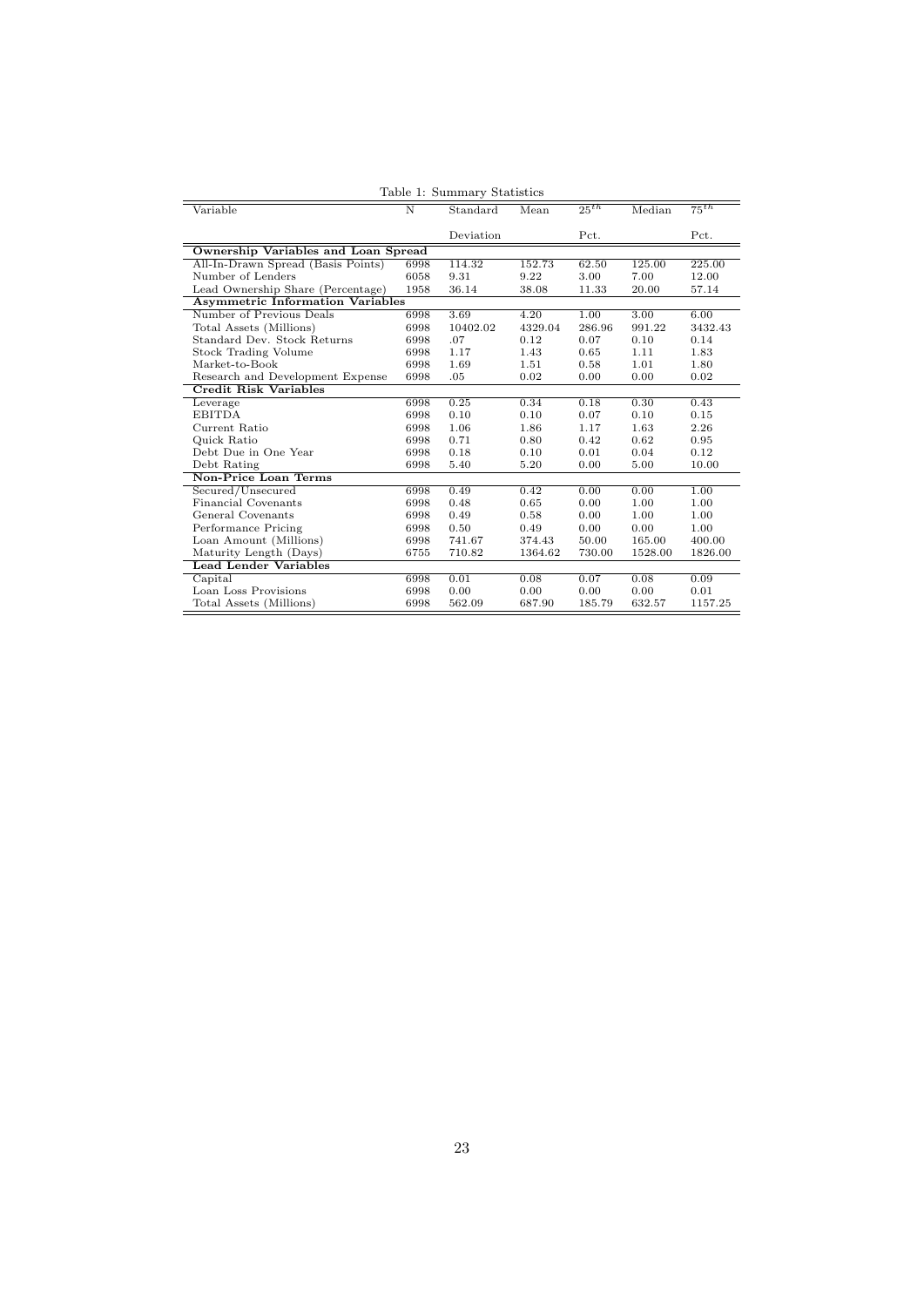Table 1: Summary Statistics

| Variable | N | Standard Deviation | Mean | $25^{th}$ Pct. | Median | $75^{th}$ Pct. |
|---|---|---|---|---|---|---|
| **Ownership Variables and Loan Spread** | | | | | | |
| All-In-Drawn Spread (Basis Points) | 6998 | 114.32 | 152.73 | 62.50 | 125.00 | 225.00 |
| Number of Lenders | 6058 | 9.31 | 9.22 | 3.00 | 7.00 | 12.00 |
| Lead Ownership Share (Percentage) | 1958 | 36.14 | 38.08 | 11.33 | 20.00 | 57.14 |
| **Asymmetric Information Variables** | | | | | | |
| Number of Previous Deals | 6998 | 3.69 | 4.20 | 1.00 | 3.00 | 6.00 |
| Total Assets (Millions) | 6998 | 10402.02 | 4329.04 | 286.96 | 991.22 | 3432.43 |
| Standard Dev. Stock Returns | 6998 | .07 | 0.12 | 0.07 | 0.10 | 0.14 |
| Stock Trading Volume | 6998 | 1.17 | 1.43 | 0.65 | 1.11 | 1.83 |
| Market-to-Book | 6998 | 1.69 | 1.51 | 0.58 | 1.01 | 1.80 |
| Research and Development Expense | 6998 | .05 | 0.02 | 0.00 | 0.00 | 0.02 |
| **Credit Risk Variables** | | | | | | |
| Leverage | 6998 | 0.25 | 0.34 | 0.18 | 0.30 | 0.43 |
| EBITDA | 6998 | 0.10 | 0.10 | 0.07 | 0.10 | 0.15 |
| Current Ratio | 6998 | 1.06 | 1.86 | 1.17 | 1.63 | 2.26 |
| Quick Ratio | 6998 | 0.71 | 0.80 | 0.42 | 0.62 | 0.95 |
| Debt Due in One Year | 6998 | 0.18 | 0.10 | 0.01 | 0.04 | 0.12 |
| Debt Rating | 6998 | 5.40 | 5.20 | 0.00 | 5.00 | 10.00 |
| **Non-Price Loan Terms** | | | | | | |
| Secured/Unsecured | 6998 | 0.49 | 0.42 | 0.00 | 0.00 | 1.00 |
| Financial Covenants | 6998 | 0.48 | 0.65 | 0.00 | 1.00 | 1.00 |
| General Covenants | 6998 | 0.49 | 0.58 | 0.00 | 1.00 | 1.00 |
| Performance Pricing | 6998 | 0.50 | 0.49 | 0.00 | 0.00 | 1.00 |
| Loan Amount (Millions) | 6998 | 741.67 | 374.43 | 50.00 | 165.00 | 400.00 |
| Maturity Length (Days) | 6755 | 710.82 | 1364.62 | 730.00 | 1528.00 | 1826.00 |
| **Lead Lender Variables** | | | | | | |
| Capital | 6998 | 0.01 | 0.08 | 0.07 | 0.08 | 0.09 |
| Loan Loss Provisions | 6998 | 0.00 | 0.00 | 0.00 | 0.00 | 0.01 |
| Total Assets (Millions) | 6998 | 562.09 | 687.90 | 185.79 | 632.57 | 1157.25 |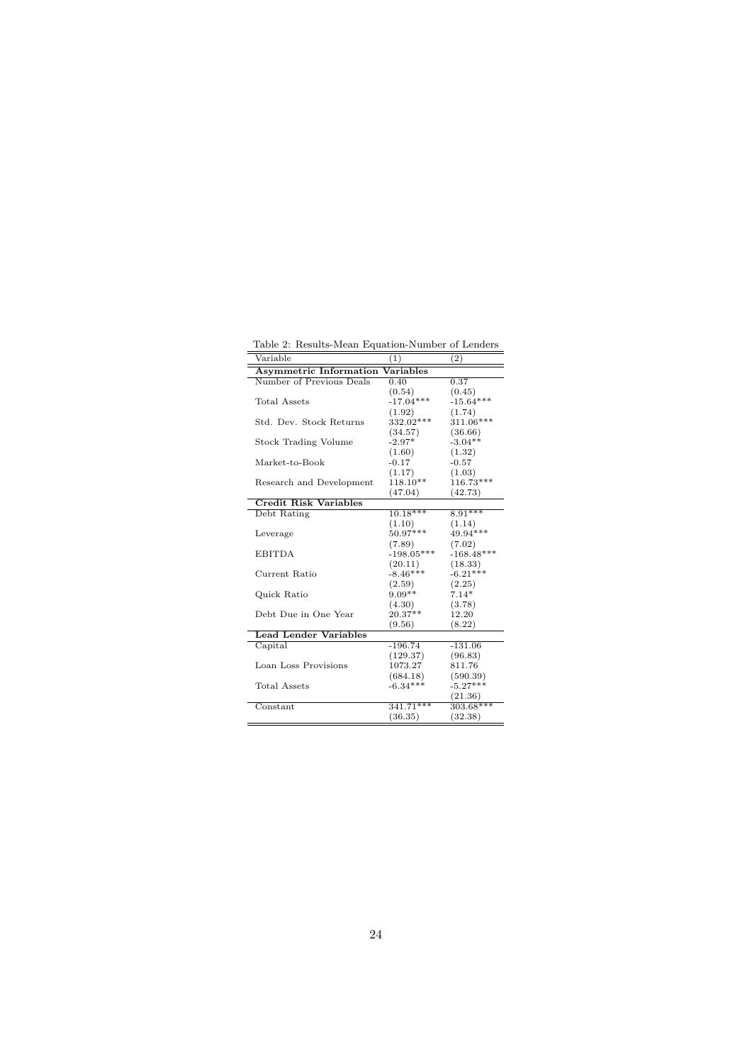Table 2: Results-Mean Equation-Number of Lenders

| Variable | (1) | (2) |
|---|---|---|
| **Asymmetric Information Variables** | | |
| Number of Previous Deals | 0.40 | 0.37 |
| | (0.54) | (0.45) |
| Total Assets | -17.04*** | -15.64*** |
| | (1.92) | (1.74) |
| Std. Dev. Stock Returns | 332.02*** | 311.06*** |
| | (34.57) | (36.66) |
| Stock Trading Volume | -2.97* | -3.04** |
| | (1.60) | (1.32) |
| Market-to-Book | -0.17 | -0.57 |
| | (1.17) | (1.03) |
| Research and Development | 118.10** | 116.73*** |
| | (47.04) | (42.73) |
| **Credit Risk Variables** | | |
| Debt Rating | 10.18*** | 8.91*** |
| | (1.10) | (1.14) |
| Leverage | 50.97*** | 49.94*** |
| | (7.89) | (7.02) |
| EBITDA | -198.05*** | -168.48*** |
| | (20.11) | (18.33) |
| Current Ratio | -8.46*** | -6.21*** |
| | (2.59) | (2.25) |
| Quick Ratio | 9.09** | 7.14* |
| | (4.30) | (3.78) |
| Debt Due in One Year | 20.37** | 12.20 |
| | (9.56) | (8.22) |
| **Lead Lender Variables** | | |
| Capital | -196.74 | -131.06 |
| | (129.37) | (96.83) |
| Loan Loss Provisions | 1073.27 | 811.76 |
| | (684.18) | (590.39) |
| Total Assets | -6.34*** | -5.27*** |
| | | (21.36) |
| Constant | 341.71*** | 303.68*** |
| | (36.35) | (32.38) |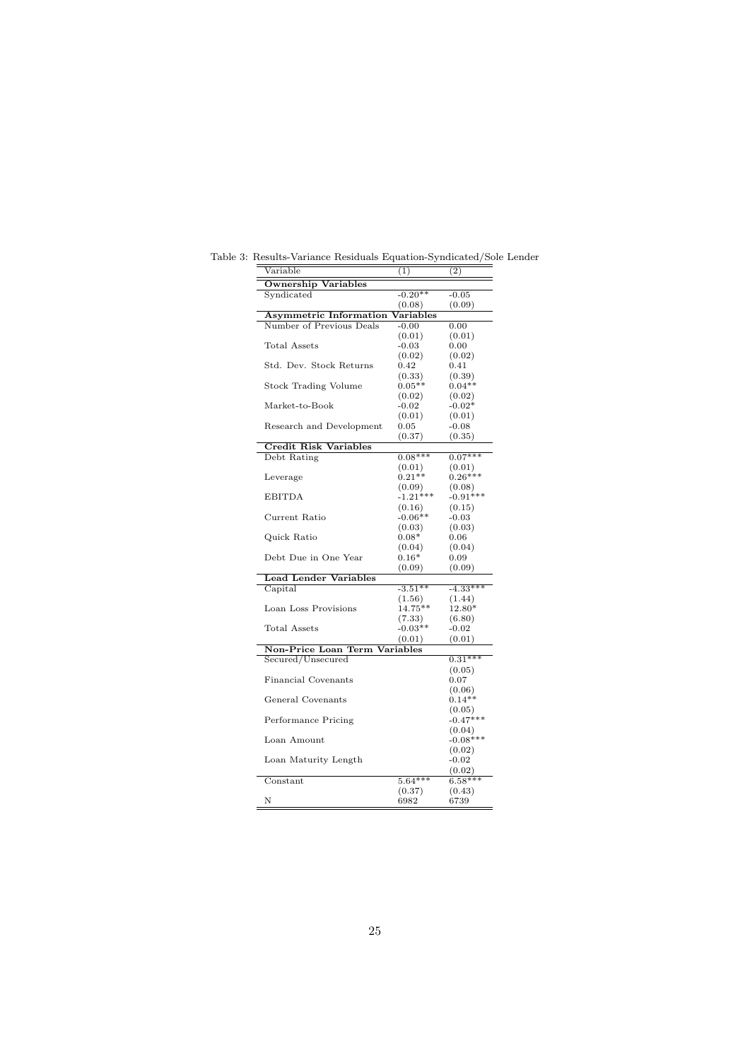Table 3: Results-Variance Residuals Equation-Syndicated/Sole Lender

| Variable | (1) | (2) |
|---|---|---|
| **Ownership Variables** | | |
| Syndicated | -0.20** | -0.05 |
| | (0.08) | (0.09) |
| **Asymmetric Information Variables** | | |
| Number of Previous Deals | -0.00 | 0.00 |
| | (0.01) | (0.01) |
| Total Assets | -0.03 | 0.00 |
| | (0.02) | (0.02) |
| Std. Dev. Stock Returns | 0.42 | 0.41 |
| | (0.33) | (0.39) |
| Stock Trading Volume | 0.05** | 0.04** |
| | (0.02) | (0.02) |
| Market-to-Book | -0.02 | -0.02* |
| | (0.01) | (0.01) |
| Research and Development | 0.05 | -0.08 |
| | (0.37) | (0.35) |
| **Credit Risk Variables** | | |
| Debt Rating | 0.08*** | 0.07*** |
| | (0.01) | (0.01) |
| Leverage | 0.21** | 0.26*** |
| | (0.09) | (0.08) |
| EBITDA | -1.21*** | -0.91*** |
| | (0.16) | (0.15) |
| Current Ratio | -0.06** | -0.03 |
| | (0.03) | (0.03) |
| Quick Ratio | 0.08* | 0.06 |
| | (0.04) | (0.04) |
| Debt Due in One Year | 0.16* | 0.09 |
| | (0.09) | (0.09) |
| **Lead Lender Variables** | | |
| Capital | -3.51** | -4.33*** |
| | (1.56) | (1.44) |
| Loan Loss Provisions | 14.75** | 12.80* |
| | (7.33) | (6.80) |
| Total Assets | -0.03** | -0.02 |
| | (0.01) | (0.01) |
| **Non-Price Loan Term Variables** | | |
| Secured/Unsecured | | 0.31*** |
| | | (0.05) |
| Financial Covenants | | 0.07 |
| | | (0.06) |
| General Covenants | | 0.14** |
| | | (0.05) |
| Performance Pricing | | -0.47*** |
| | | (0.04) |
| Loan Amount | | -0.08*** |
| | | (0.02) |
| Loan Maturity Length | | -0.02 |
| | | (0.02) |
| Constant | 5.64*** | 6.58*** |
| | (0.37) | (0.43) |
| N | 6982 | 6739 |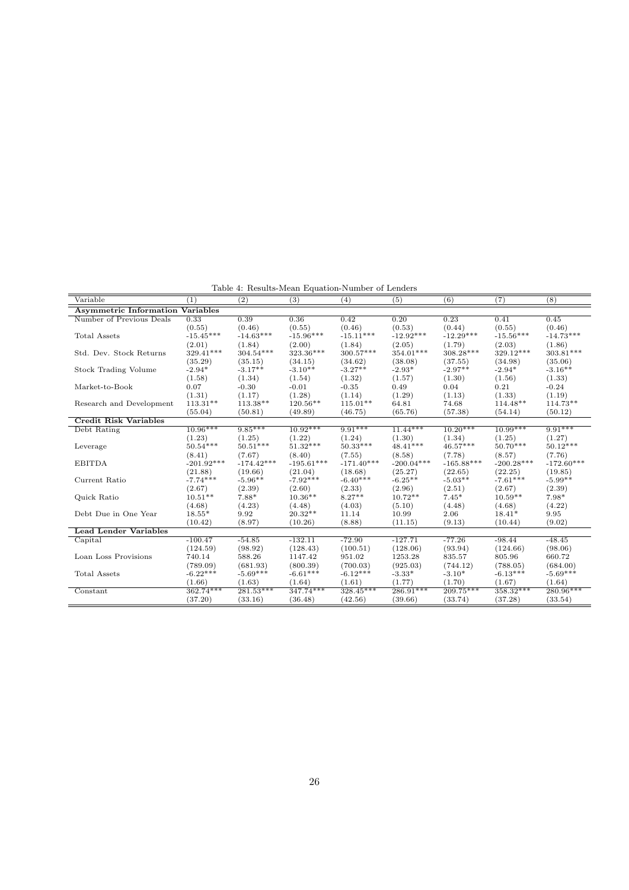Table 4: Results-Mean Equation-Number of Lenders

| Variable | (1) | (2) | (3) | (4) | (5) | (6) | (7) | (8) |
|---|---|---|---|---|---|---|---|---|
| **Asymmetric Information Variables** | | | | | | | | |
| Number of Previous Deals | 0.33 | 0.39 | 0.36 | 0.42 | 0.20 | 0.23 | 0.41 | 0.45 |
| | (0.55) | (0.46) | (0.55) | (0.46) | (0.53) | (0.44) | (0.55) | (0.46) |
| Total Assets | -15.45*** | -14.63*** | -15.96*** | -15.11*** | -12.92*** | -12.29*** | -15.56*** | -14.73*** |
| | (2.01) | (1.84) | (2.00) | (1.84) | (2.05) | (1.79) | (2.03) | (1.86) |
| Std. Dev. Stock Returns | 329.41*** | 304.54*** | 323.36*** | 300.57*** | 354.01*** | 308.28*** | 329.12*** | 303.81*** |
| | (35.29) | (35.15) | (34.15) | (34.62) | (38.08) | (37.55) | (34.98) | (35.06) |
| Stock Trading Volume | -2.94* | -3.17** | -3.10** | -3.27** | -2.93* | -2.97** | -2.94* | -3.16** |
| | (1.58) | (1.34) | (1.54) | (1.32) | (1.57) | (1.30) | (1.56) | (1.33) |
| Market-to-Book | 0.07 | -0.30 | -0.01 | -0.35 | 0.49 | 0.04 | 0.21 | -0.24 |
| | (1.31) | (1.17) | (1.28) | (1.14) | (1.29) | (1.13) | (1.33) | (1.19) |
| Research and Development | 113.31** | 113.38** | 120.56** | 115.01** | 64.81 | 74.68 | 114.48** | 114.73** |
| | (55.04) | (50.81) | (49.89) | (46.75) | (65.76) | (57.38) | (54.14) | (50.12) |
| **Credit Risk Variables** | | | | | | | | |
| Debt Rating | 10.96*** | 9.85*** | 10.92*** | 9.91*** | 11.44*** | 10.20*** | 10.99*** | 9.91*** |
| | (1.23) | (1.25) | (1.22) | (1.24) | (1.30) | (1.34) | (1.25) | (1.27) |
| Leverage | 50.54*** | 50.51*** | 51.32*** | 50.33*** | 48.41*** | 46.57*** | 50.70*** | 50.12*** |
| | (8.41) | (7.67) | (8.40) | (7.55) | (8.58) | (7.78) | (8.57) | (7.76) |
| EBITDA | -201.92*** | -174.42*** | -195.61*** | -171.40*** | -200.04*** | -165.88*** | -200.28*** | -172.60*** |
| | (21.88) | (19.66) | (21.04) | (18.68) | (25.27) | (22.65) | (22.25) | (19.85) |
| Current Ratio | -7.74*** | -5.96** | -7.92*** | -6.40*** | -6.25** | -5.03** | -7.61*** | -5.99** |
| | (2.67) | (2.39) | (2.60) | (2.33) | (2.96) | (2.51) | (2.67) | (2.39) |
| Quick Ratio | 10.51** | 7.88* | 10.36** | 8.27** | 10.72** | 7.45* | 10.59** | 7.98* |
| | (4.68) | (4.23) | (4.48) | (4.03) | (5.10) | (4.48) | (4.68) | (4.22) |
| Debt Due in One Year | 18.55* | 9.92 | 20.32** | 11.14 | 10.99 | 2.06 | 18.41* | 9.95 |
| | (10.42) | (8.97) | (10.26) | (8.88) | (11.15) | (9.13) | (10.44) | (9.02) |
| **Lead Lender Variables** | | | | | | | | |
| Capital | -100.47 | -54.85 | -132.11 | -72.90 | -127.71 | -77.26 | -98.44 | -48.45 |
| | (124.59) | (98.92) | (128.43) | (100.51) | (128.06) | (93.94) | (124.66) | (98.06) |
| Loan Loss Provisions | 740.14 | 588.26 | 1147.42 | 951.02 | 1253.28 | 835.57 | 805.96 | 660.72 |
| | (789.09) | (681.93) | (800.39) | (700.03) | (925.03) | (744.12) | (788.05) | (684.00) |
| Total Assets | -6.22*** | -5.69*** | -6.61*** | -6.12*** | -3.33* | -3.10* | -6.13*** | -5.69*** |
| | (1.66) | (1.63) | (1.64) | (1.61) | (1.77) | (1.70) | (1.67) | (1.64) |
| Constant | 362.74*** | 281.53*** | 347.74*** | 328.45*** | 286.91*** | 209.75*** | 358.32*** | 280.96*** |
| | (37.20) | (33.16) | (36.48) | (42.56) | (39.66) | (33.74) | (37.28) | (33.54) |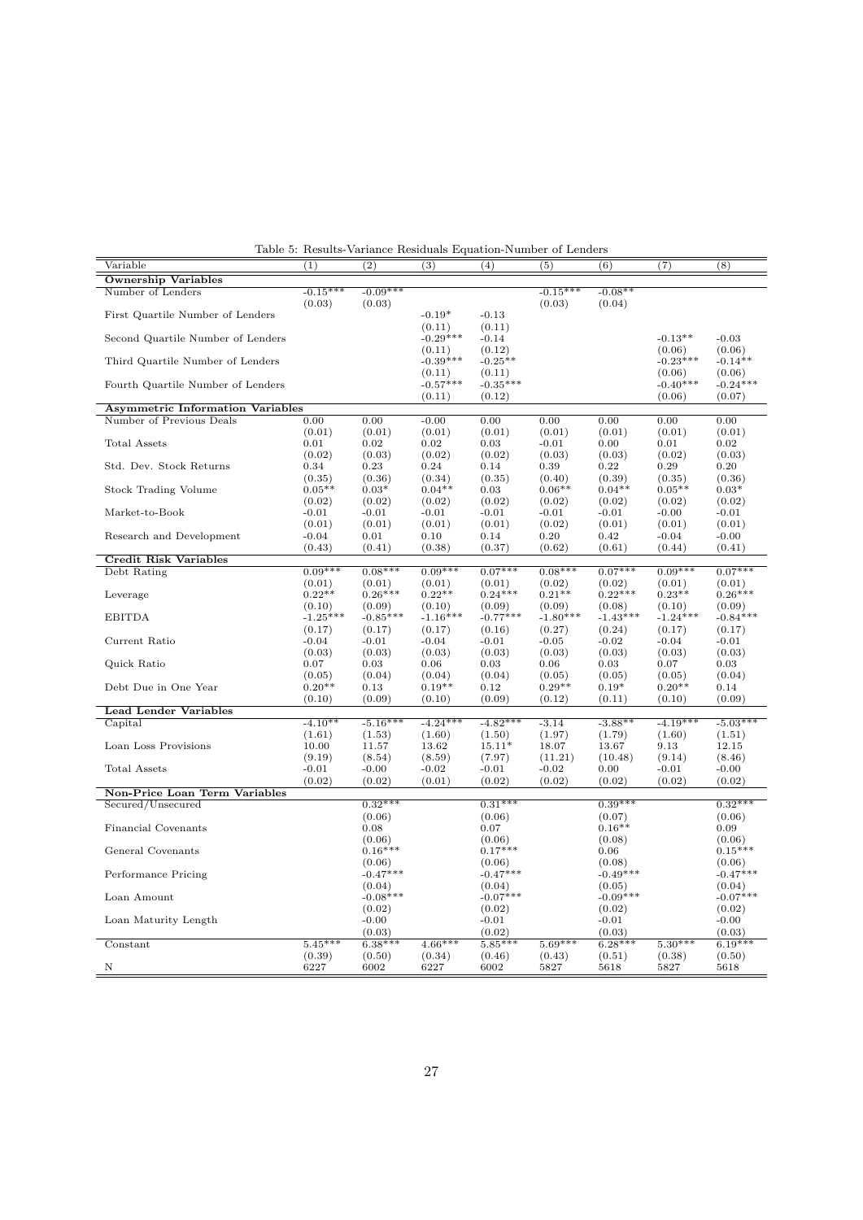Table 5: Results-Variance Residuals Equation-Number of Lenders

| Variable | (1) | (2) | (3) | (4) | (5) | (6) | (7) | (8) |
|---|---|---|---|---|---|---|---|---|
| **Ownership Variables** | | | | | | | | |
| Number of Lenders | -0.15*** | -0.09*** | | | -0.15*** | -0.08** | | |
| | (0.03) | (0.03) | | | (0.03) | (0.04) | | |
| First Quartile Number of Lenders | | | -0.19* | -0.13 | | | | |
| | | | (0.11) | (0.11) | | | | |
| Second Quartile Number of Lenders | | | -0.29*** | -0.14 | | | -0.13** | -0.03 |
| | | | (0.11) | (0.12) | | | (0.06) | (0.06) |
| Third Quartile Number of Lenders | | | -0.39*** | -0.25** | | | -0.23*** | -0.14** |
| | | | (0.11) | (0.11) | | | (0.06) | (0.06) |
| Fourth Quartile Number of Lenders | | | -0.57*** | -0.35*** | | | -0.40*** | -0.24*** |
| | | | (0.11) | (0.12) | | | (0.06) | (0.07) |
| **Asymmetric Information Variables** | | | | | | | | |
| Number of Previous Deals | 0.00 | 0.00 | -0.00 | 0.00 | 0.00 | 0.00 | 0.00 | 0.00 |
| | (0.01) | (0.01) | (0.01) | (0.01) | (0.01) | (0.01) | (0.01) | (0.01) |
| Total Assets | 0.01 | 0.02 | 0.02 | 0.03 | -0.01 | 0.00 | 0.01 | 0.02 |
| | (0.02) | (0.03) | (0.02) | (0.02) | (0.03) | (0.03) | (0.02) | (0.03) |
| Std. Dev. Stock Returns | 0.34 | 0.23 | 0.24 | 0.14 | 0.39 | 0.22 | 0.29 | 0.20 |
| | (0.35) | (0.36) | (0.34) | (0.35) | (0.40) | (0.39) | (0.35) | (0.36) |
| Stock Trading Volume | 0.05** | 0.03* | 0.04** | 0.03 | 0.06** | 0.04** | 0.05** | 0.03* |
| | (0.02) | (0.02) | (0.02) | (0.02) | (0.02) | (0.02) | (0.02) | (0.02) |
| Market-to-Book | -0.01 | -0.01 | -0.01 | -0.01 | -0.01 | -0.01 | -0.00 | -0.01 |
| | (0.01) | (0.01) | (0.01) | (0.01) | (0.02) | (0.01) | (0.01) | (0.01) |
| Research and Development | -0.04 | 0.01 | 0.10 | 0.14 | 0.20 | 0.42 | -0.04 | -0.00 |
| | (0.43) | (0.41) | (0.38) | (0.37) | (0.62) | (0.61) | (0.44) | (0.41) |
| **Credit Risk Variables** | | | | | | | | |
| Debt Rating | 0.09*** | 0.08*** | 0.09*** | 0.07*** | 0.08*** | 0.07*** | 0.09*** | 0.07*** |
| | (0.01) | (0.01) | (0.01) | (0.01) | (0.02) | (0.02) | (0.01) | (0.01) |
| Leverage | 0.22** | 0.26*** | 0.22** | 0.24*** | 0.21** | 0.22*** | 0.23** | 0.26*** |
| | (0.10) | (0.09) | (0.10) | (0.09) | (0.09) | (0.08) | (0.10) | (0.09) |
| EBITDA | -1.25*** | -0.85*** | -1.16*** | -0.77*** | -1.80*** | -1.43*** | -1.24*** | -0.84*** |
| | (0.17) | (0.17) | (0.17) | (0.16) | (0.27) | (0.24) | (0.17) | (0.17) |
| Current Ratio | -0.04 | -0.01 | -0.04 | -0.01 | -0.05 | -0.02 | -0.04 | -0.01 |
| | (0.03) | (0.03) | (0.03) | (0.03) | (0.03) | (0.03) | (0.03) | (0.03) |
| Quick Ratio | 0.07 | 0.03 | 0.06 | 0.03 | 0.06 | 0.03 | 0.07 | 0.03 |
| | (0.05) | (0.04) | (0.04) | (0.04) | (0.05) | (0.05) | (0.05) | (0.04) |
| Debt Due in One Year | 0.20** | 0.13 | 0.19** | 0.12 | 0.29** | 0.19* | 0.20** | 0.14 |
| | (0.10) | (0.09) | (0.10) | (0.09) | (0.12) | (0.11) | (0.10) | (0.09) |
| **Lead Lender Variables** | | | | | | | | |
| Capital | -4.10** | -5.16*** | -4.24*** | -4.82*** | -3.14 | -3.88** | -4.19*** | -5.03*** |
| | (1.61) | (1.53) | (1.60) | (1.50) | (1.97) | (1.79) | (1.60) | (1.51) |
| Loan Loss Provisions | 10.00 | 11.57 | 13.62 | 15.11* | 18.07 | 13.67 | 9.13 | 12.15 |
| | (9.19) | (8.54) | (8.59) | (7.97) | (11.21) | (10.48) | (9.14) | (8.46) |
| Total Assets | -0.01 | -0.00 | -0.02 | -0.01 | -0.02 | 0.00 | -0.01 | -0.00 |
| | (0.02) | (0.02) | (0.01) | (0.02) | (0.02) | (0.02) | (0.02) | (0.02) |
| **Non-Price Loan Term Variables** | | | | | | | | |
| Secured/Unsecured | | 0.32*** | | 0.31*** | | 0.39*** | | 0.32*** |
| | | (0.06) | | (0.06) | | (0.07) | | (0.06) |
| Financial Covenants | | 0.08 | | 0.07 | | 0.16** | | 0.09 |
| | | (0.06) | | (0.06) | | (0.08) | | (0.06) |
| General Covenants | | 0.16*** | | 0.17*** | | 0.06 | | 0.15*** |
| | | (0.06) | | (0.06) | | (0.08) | | (0.06) |
| Performance Pricing | | -0.47*** | | -0.47*** | | -0.49*** | | -0.47*** |
| | | (0.04) | | (0.04) | | (0.05) | | (0.04) |
| Loan Amount | | -0.08*** | | -0.07*** | | -0.09*** | | -0.07*** |
| | | (0.02) | | (0.02) | | (0.02) | | (0.02) |
| Loan Maturity Length | | -0.00 | | -0.01 | | -0.01 | | -0.00 |
| | | (0.03) | | (0.02) | | (0.03) | | (0.03) |
| Constant | 5.45*** | 6.38*** | 4.66*** | 5.85*** | 5.69*** | 6.28*** | 5.30*** | 6.19*** |
| | (0.39) | (0.50) | (0.34) | (0.46) | (0.43) | (0.51) | (0.38) | (0.50) |
| N | 6227 | 6002 | 6227 | 6002 | 5827 | 5618 | 5827 | 5618 |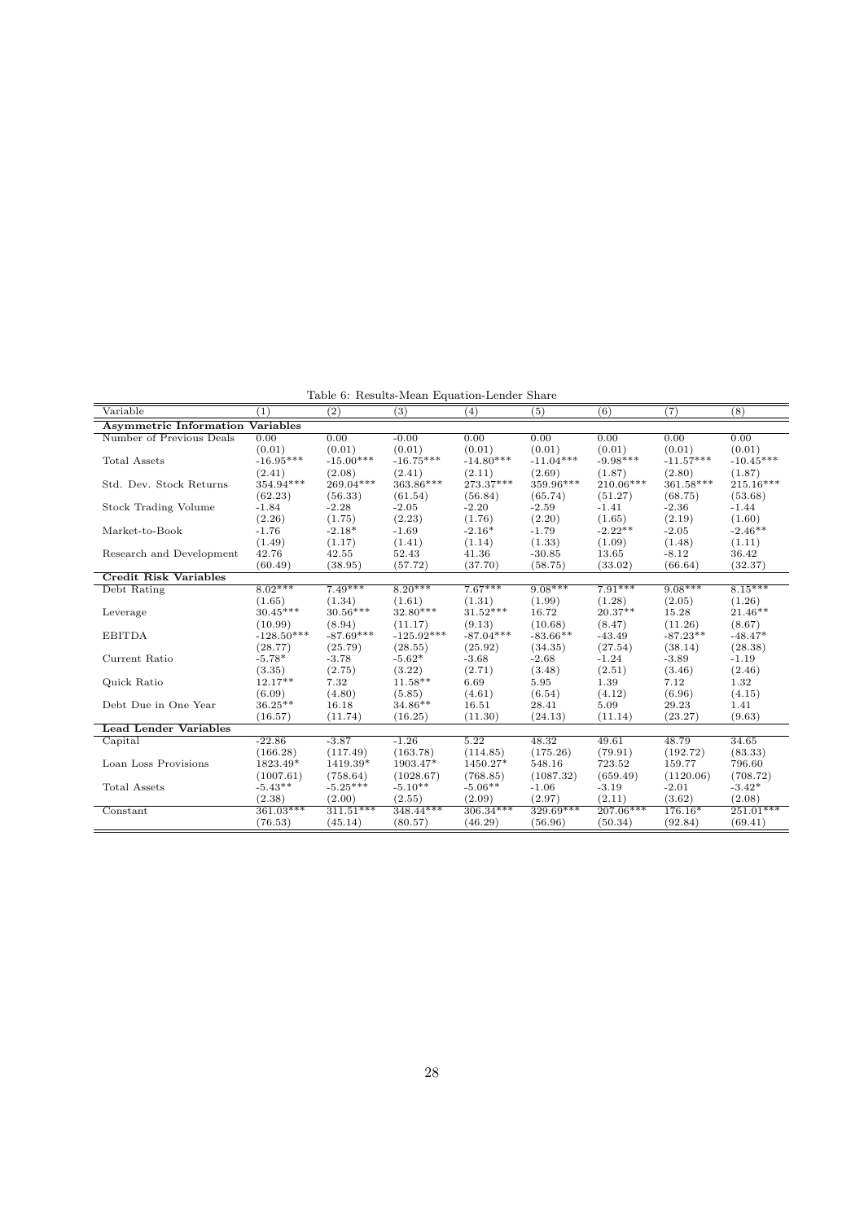Table 6: Results-Mean Equation-Lender Share

| Variable | (1) | (2) | (3) | (4) | (5) | (6) | (7) | (8) |
|---|---|---|---|---|---|---|---|---|
| **Asymmetric Information Variables** | | | | | | | | |
| Number of Previous Deals | 0.00 | 0.00 | -0.00 | 0.00 | 0.00 | 0.00 | 0.00 | 0.00 |
| | (0.01) | (0.01) | (0.01) | (0.01) | (0.01) | (0.01) | (0.01) | (0.01) |
| Total Assets | -16.95*** | -15.00*** | -16.75*** | -14.80*** | -11.04*** | -9.98*** | -11.57*** | -10.45*** |
| | (2.41) | (2.08) | (2.41) | (2.11) | (2.69) | (1.87) | (2.80) | (1.87) |
| Std. Dev. Stock Returns | 354.94*** | 269.04*** | 363.86*** | 273.37*** | 359.96*** | 210.06*** | 361.58*** | 215.16*** |
| | (62.23) | (56.33) | (61.54) | (56.84) | (65.74) | (51.27) | (68.75) | (53.68) |
| Stock Trading Volume | -1.84 | -2.28 | -2.05 | -2.20 | -2.59 | -1.41 | -2.36 | -1.44 |
| | (2.26) | (1.75) | (2.23) | (1.76) | (2.20) | (1.65) | (2.19) | (1.60) |
| Market-to-Book | -1.76 | -2.18* | -1.69 | -2.16* | -1.79 | -2.22** | -2.05 | -2.46** |
| | (1.49) | (1.17) | (1.41) | (1.14) | (1.33) | (1.09) | (1.48) | (1.11) |
| Research and Development | 42.76 | 42.55 | 52.43 | 41.36 | -30.85 | 13.65 | -8.12 | 36.42 |
| | (60.49) | (38.95) | (57.72) | (37.70) | (58.75) | (33.02) | (66.64) | (32.37) |
| **Credit Risk Variables** | | | | | | | | |
| Debt Rating | 8.02*** | 7.49*** | 8.20*** | 7.67*** | 9.08*** | 7.91*** | 9.08*** | 8.15*** |
| | (1.65) | (1.34) | (1.61) | (1.31) | (1.99) | (1.28) | (2.05) | (1.26) |
| Leverage | 30.45*** | 30.56*** | 32.80*** | 31.52*** | 16.72 | 20.37** | 15.28 | 21.46** |
| | (10.99) | (8.94) | (11.17) | (9.13) | (10.68) | (8.47) | (11.26) | (8.67) |
| EBITDA | -128.50*** | -87.69*** | -125.92*** | -87.04*** | -83.66** | -43.49 | -87.23** | -48.47* |
| | (28.77) | (25.79) | (28.55) | (25.92) | (34.35) | (27.54) | (38.14) | (28.38) |
| Current Ratio | -5.78* | -3.78 | -5.62* | -3.68 | -2.68 | -1.24 | -3.89 | -1.19 |
| | (3.35) | (2.75) | (3.22) | (2.71) | (3.48) | (2.51) | (3.46) | (2.46) |
| Quick Ratio | 12.17** | 7.32 | 11.58** | 6.69 | 5.95 | 1.39 | 7.12 | 1.32 |
| | (6.09) | (4.80) | (5.85) | (4.61) | (6.54) | (4.12) | (6.96) | (4.15) |
| Debt Due in One Year | 36.25** | 16.18 | 34.86** | 16.51 | 28.41 | 5.09 | 29.23 | 1.41 |
| | (16.57) | (11.74) | (16.25) | (11.30) | (24.13) | (11.14) | (23.27) | (9.63) |
| **Lead Lender Variables** | | | | | | | | |
| Capital | -22.86 | -3.87 | -1.26 | 5.22 | 48.32 | 49.61 | 48.79 | 34.65 |
| | (166.28) | (117.49) | (163.78) | (114.85) | (175.26) | (79.91) | (192.72) | (83.33) |
| Loan Loss Provisions | 1823.49* | 1419.39* | 1903.47* | 1450.27* | 548.16 | 723.52 | 159.77 | 796.60 |
| | (1007.61) | (758.64) | (1028.67) | (768.85) | (1087.32) | (659.49) | (1120.06) | (708.72) |
| Total Assets | -5.43** | -5.25*** | -5.10** | -5.06** | -1.06 | -3.19 | -2.01 | -3.42* |
| | (2.38) | (2.00) | (2.55) | (2.09) | (2.97) | (2.11) | (3.62) | (2.08) |
| Constant | 361.03*** | 311.51*** | 348.44*** | 306.34*** | 329.69*** | 207.06*** | 176.16* | 251.01*** |
| | (76.53) | (45.14) | (80.57) | (46.29) | (56.96) | (50.34) | (92.84) | (69.41) |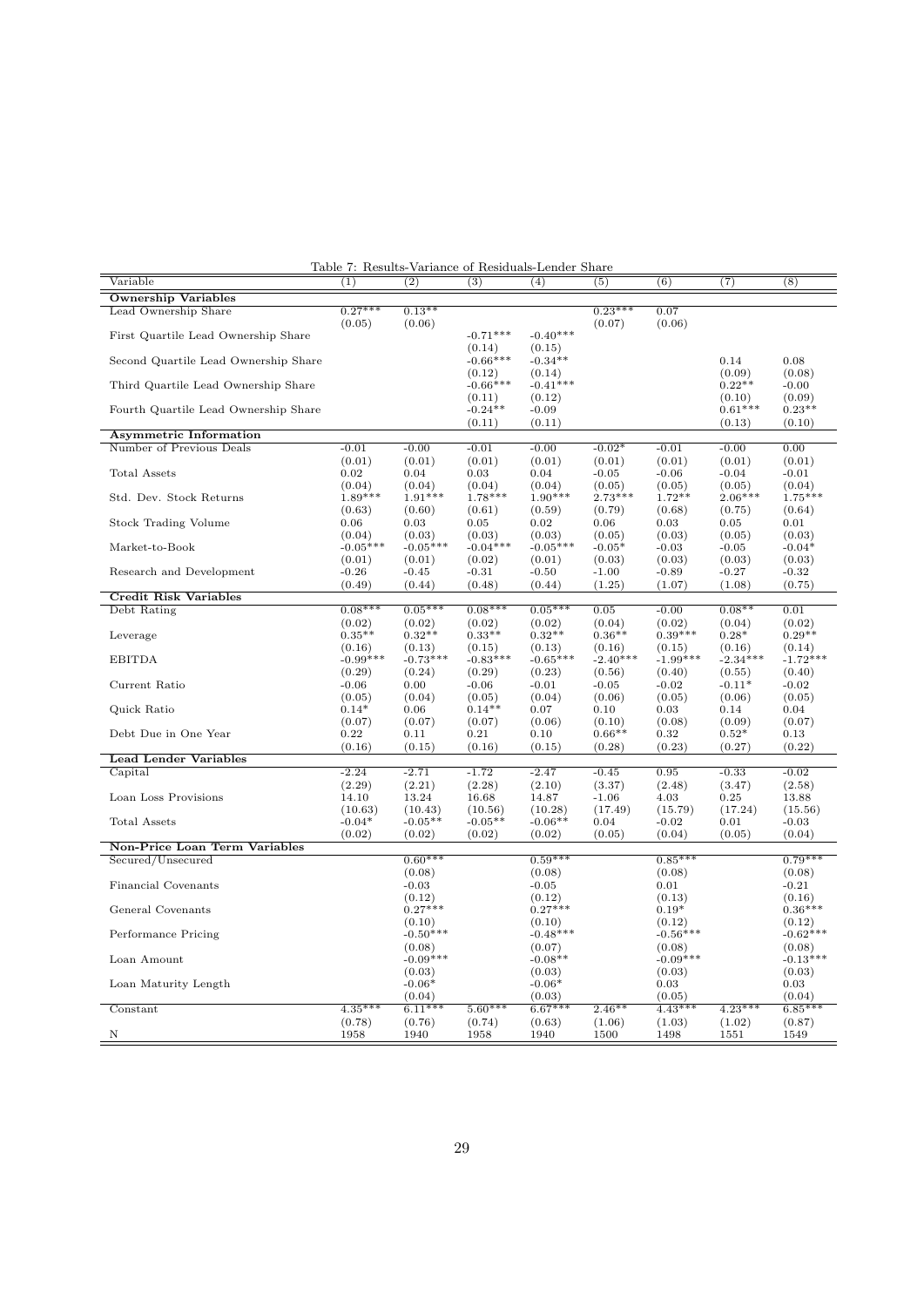Table 7: Results-Variance of Residuals-Lender Share

| Variable | (1) | (2) | (3) | (4) | (5) | (6) | (7) | (8) |
|---|---|---|---|---|---|---|---|---|
| **Ownership Variables** | | | | | | | | |
| Lead Ownership Share | 0.27*** | 0.13** | | | 0.23*** | 0.07 | | |
| | (0.05) | (0.06) | | | (0.07) | (0.06) | | |
| First Quartile Lead Ownership Share | | | -0.71*** | -0.40*** | | | | |
| | | | (0.14) | (0.15) | | | | |
| Second Quartile Lead Ownership Share | | | -0.66*** | -0.34** | | | 0.14 | 0.08 |
| | | | (0.12) | (0.14) | | | (0.09) | (0.08) |
| Third Quartile Lead Ownership Share | | | -0.66*** | -0.41*** | | | 0.22** | -0.00 |
| | | | (0.11) | (0.12) | | | (0.10) | (0.09) |
| Fourth Quartile Lead Ownership Share | | | -0.24** | -0.09 | | | 0.61*** | 0.23** |
| | | | (0.11) | (0.11) | | | (0.13) | (0.10) |
| **Asymmetric Information** | | | | | | | | |
| Number of Previous Deals | -0.01 | -0.00 | -0.01 | -0.00 | -0.02* | -0.01 | -0.00 | 0.00 |
| | (0.01) | (0.01) | (0.01) | (0.01) | (0.01) | (0.01) | (0.01) | (0.01) |
| Total Assets | 0.02 | 0.04 | 0.03 | 0.04 | -0.05 | -0.06 | -0.04 | -0.01 |
| | (0.04) | (0.04) | (0.04) | (0.04) | (0.05) | (0.05) | (0.05) | (0.04) |
| Std. Dev. Stock Returns | 1.89*** | 1.91*** | 1.78*** | 1.90*** | 2.73*** | 1.72** | 2.06*** | 1.75*** |
| | (0.63) | (0.60) | (0.61) | (0.59) | (0.79) | (0.68) | (0.75) | (0.64) |
| Stock Trading Volume | 0.06 | 0.03 | 0.05 | 0.02 | 0.06 | 0.03 | 0.05 | 0.01 |
| | (0.04) | (0.03) | (0.03) | (0.03) | (0.05) | (0.03) | (0.05) | (0.03) |
| Market-to-Book | -0.05*** | -0.05*** | -0.04*** | -0.05*** | -0.05* | -0.03 | -0.05 | -0.04* |
| | (0.01) | (0.01) | (0.02) | (0.01) | (0.03) | (0.03) | (0.03) | (0.03) |
| Research and Development | -0.26 | -0.45 | -0.31 | -0.50 | -1.00 | -0.89 | -0.27 | -0.32 |
| | (0.49) | (0.44) | (0.48) | (0.44) | (1.25) | (1.07) | (1.08) | (0.75) |
| **Credit Risk Variables** | | | | | | | | |
| Debt Rating | 0.08*** | 0.05*** | 0.08*** | 0.05*** | 0.05 | -0.00 | 0.08** | 0.01 |
| | (0.02) | (0.02) | (0.02) | (0.02) | (0.04) | (0.02) | (0.04) | (0.02) |
| Leverage | 0.35** | 0.32** | 0.33** | 0.32** | 0.36** | 0.39*** | 0.28* | 0.29** |
| | (0.16) | (0.13) | (0.15) | (0.13) | (0.16) | (0.15) | (0.16) | (0.14) |
| EBITDA | -0.99*** | -0.73*** | -0.83*** | -0.65*** | -2.40*** | -1.99*** | -2.34*** | -1.72*** |
| | (0.29) | (0.24) | (0.29) | (0.23) | (0.56) | (0.40) | (0.55) | (0.40) |
| Current Ratio | -0.06 | 0.00 | -0.06 | -0.01 | -0.05 | -0.02 | -0.11* | -0.02 |
| | (0.05) | (0.04) | (0.05) | (0.04) | (0.06) | (0.05) | (0.06) | (0.05) |
| Quick Ratio | 0.14* | 0.06 | 0.14** | 0.07 | 0.10 | 0.03 | 0.14 | 0.04 |
| | (0.07) | (0.07) | (0.07) | (0.06) | (0.10) | (0.08) | (0.09) | (0.07) |
| Debt Due in One Year | 0.22 | 0.11 | 0.21 | 0.10 | 0.66** | 0.32 | 0.52* | 0.13 |
| | (0.16) | (0.15) | (0.16) | (0.15) | (0.28) | (0.23) | (0.27) | (0.22) |
| **Lead Lender Variables** | | | | | | | | |
| Capital | -2.24 | -2.71 | -1.72 | -2.47 | -0.45 | 0.95 | -0.33 | -0.02 |
| | (2.29) | (2.21) | (2.28) | (2.10) | (3.37) | (2.48) | (3.47) | (2.58) |
| Loan Loss Provisions | 14.10 | 13.24 | 16.68 | 14.87 | -1.06 | 4.03 | 0.25 | 13.88 |
| | (10.63) | (10.43) | (10.56) | (10.28) | (17.49) | (15.79) | (17.24) | (15.56) |
| Total Assets | -0.04* | -0.05** | -0.05** | -0.06** | 0.04 | -0.02 | 0.01 | -0.03 |
| | (0.02) | (0.02) | (0.02) | (0.02) | (0.05) | (0.04) | (0.05) | (0.04) |
| **Non-Price Loan Term Variables** | | | | | | | | |
| Secured/Unsecured | | 0.60*** | | 0.59*** | | 0.85*** | | 0.79*** |
| | | (0.08) | | (0.08) | | (0.08) | | (0.08) |
| Financial Covenants | | -0.03 | | -0.05 | | 0.01 | | -0.21 |
| | | (0.12) | | (0.12) | | (0.13) | | (0.16) |
| General Covenants | | 0.27*** | | 0.27*** | | 0.19* | | 0.36*** |
| | | (0.10) | | (0.10) | | (0.12) | | (0.12) |
| Performance Pricing | | -0.50*** | | -0.48*** | | -0.56*** | | -0.62*** |
| | | (0.08) | | (0.07) | | (0.08) | | (0.08) |
| Loan Amount | | -0.09*** | | -0.08** | | -0.09*** | | -0.13*** |
| | | (0.03) | | (0.03) | | (0.03) | | (0.03) |
| Loan Maturity Length | | -0.06* | | -0.06* | | 0.03 | | 0.03 |
| | | (0.04) | | (0.03) | | (0.05) | | (0.04) |
| Constant | 4.35*** | 6.11*** | 5.60*** | 6.67*** | 2.46** | 4.43*** | 4.23*** | 6.85*** |
| | (0.78) | (0.76) | (0.74) | (0.63) | (1.06) | (1.03) | (1.02) | (0.87) |
| N | 1958 | 1940 | 1958 | 1940 | 1500 | 1498 | 1551 | 1549 |